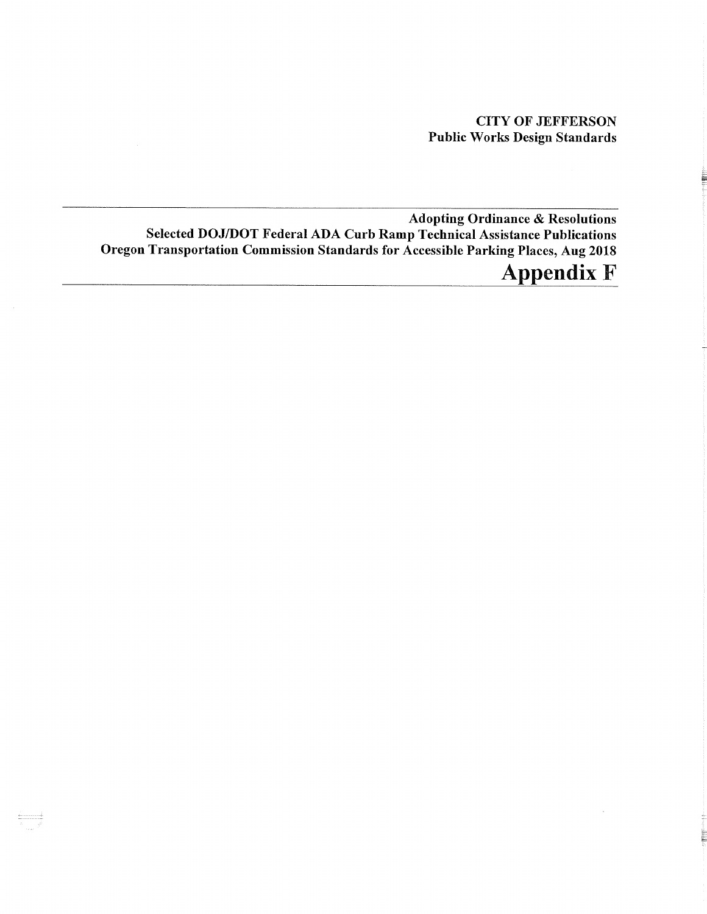**CITY OF JEFFERSON**
**Public Works Design Standards**

---

**Adopting Ordinance & Resolutions**
**Selected DOJ/DOT Federal ADA Curb Ramp Technical Assistance Publications**
**Oregon Transportation Commission Standards for Accessible Parking Places, Aug 2018**

# Appendix F

---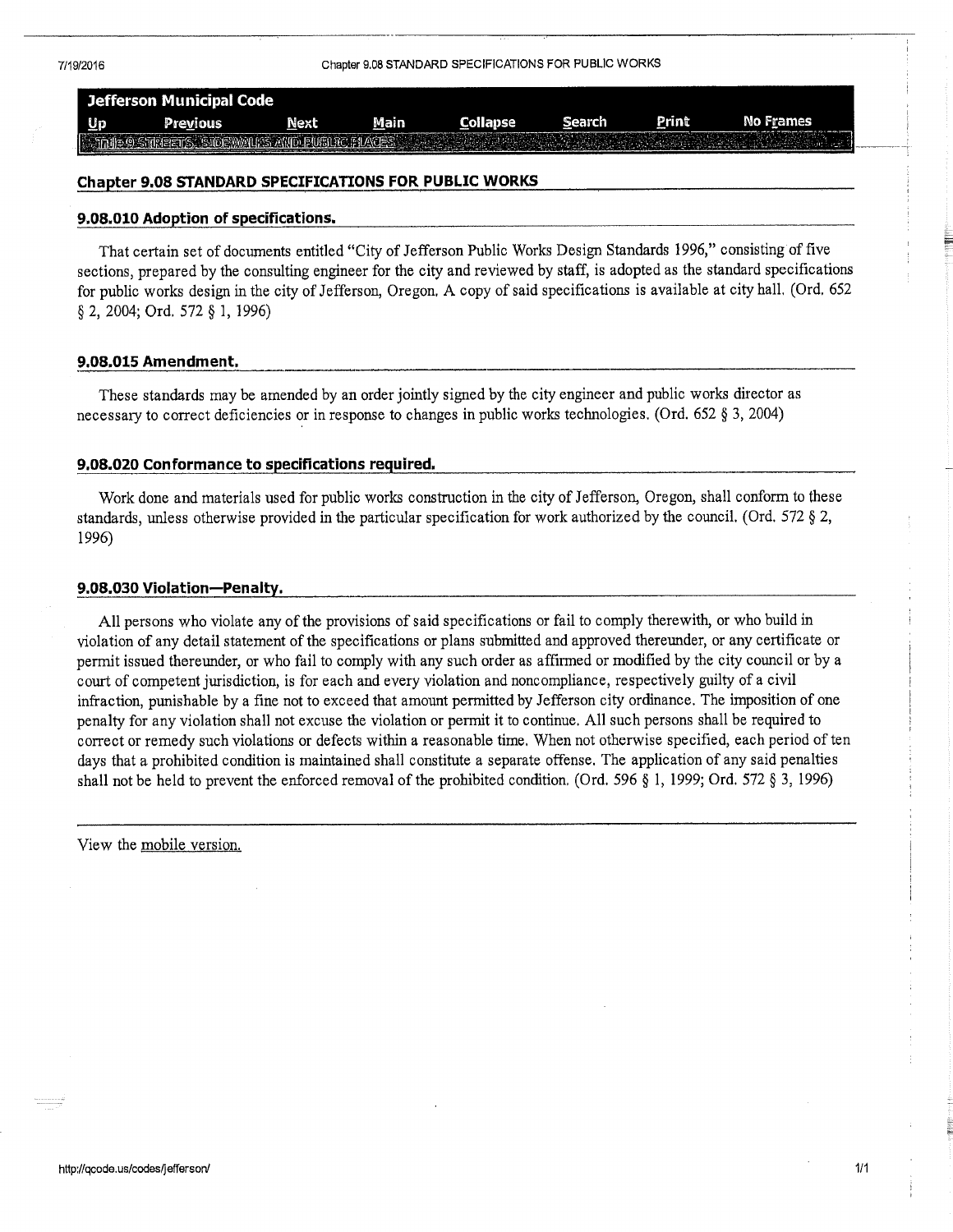## Chapter 9.08 STANDARD SPECIFICATIONS FOR PUBLIC WORKS

### 9.08.010 Adoption of specifications.

That certain set of documents entitled "City of Jefferson Public Works Design Standards 1996," consisting of five sections, prepared by the consulting engineer for the city and reviewed by staff, is adopted as the standard specifications for public works design in the city of Jefferson, Oregon. A copy of said specifications is available at city hall. (Ord. 652 § 2, 2004; Ord. 572 § 1, 1996)

### 9.08.015 Amendment.

These standards may be amended by an order jointly signed by the city engineer and public works director as necessary to correct deficiencies or in response to changes in public works technologies. (Ord. 652 § 3, 2004)

### 9.08.020 Conformance to specifications required.

Work done and materials used for public works construction in the city of Jefferson, Oregon, shall conform to these standards, unless otherwise provided in the particular specification for work authorized by the council. (Ord. 572 § 2, 1996)

### 9.08.030 Violation—Penalty.

All persons who violate any of the provisions of said specifications or fail to comply therewith, or who build in violation of any detail statement of the specifications or plans submitted and approved thereunder, or any certificate or permit issued thereunder, or who fail to comply with any such order as affirmed or modified by the city council or by a court of competent jurisdiction, is for each and every violation and noncompliance, respectively guilty of a civil infraction, punishable by a fine not to exceed that amount permitted by Jefferson city ordinance. The imposition of one penalty for any violation shall not excuse the violation or permit it to continue. All such persons shall be required to correct or remedy such violations or defects within a reasonable time. When not otherwise specified, each period of ten days that a prohibited condition is maintained shall constitute a separate offense. The application of any said penalties shall not be held to prevent the enforced removal of the prohibited condition. (Ord. 596 § 1, 1999; Ord. 572 § 3, 1996)

View the mobile version.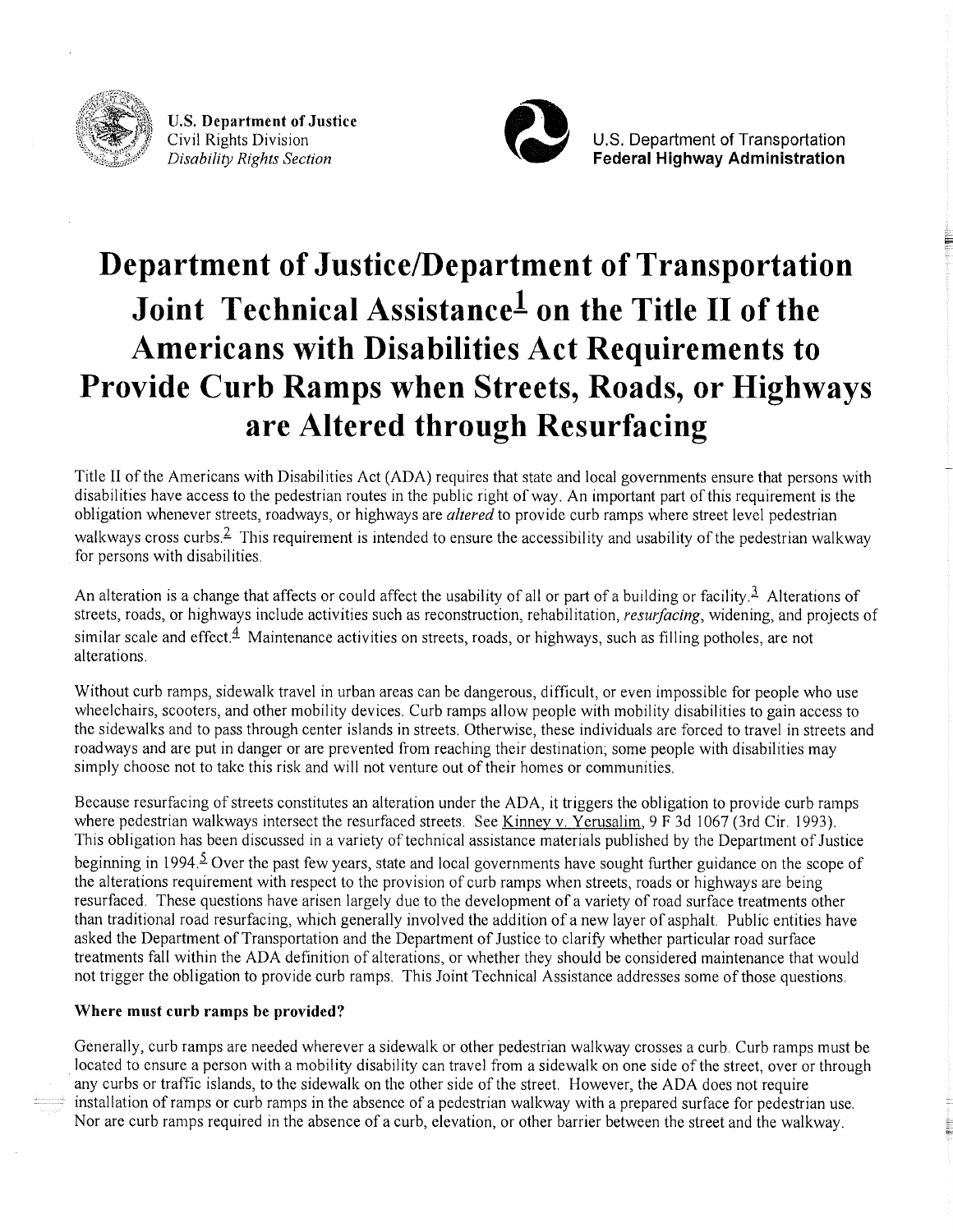**U.S. Department of Justice**
Civil Rights Division
*Disability Rights Section*

U.S. Department of Transportation
**Federal Highway Administration**

# Department of Justice/Department of Transportation Joint Technical Assistance[1] on the Title II of the Americans with Disabilities Act Requirements to Provide Curb Ramps when Streets, Roads, or Highways are Altered through Resurfacing

Title II of the Americans with Disabilities Act (ADA) requires that state and local governments ensure that persons with disabilities have access to the pedestrian routes in the public right of way. An important part of this requirement is the obligation whenever streets, roadways, or highways are *altered* to provide curb ramps where street level pedestrian walkways cross curbs.[2] This requirement is intended to ensure the accessibility and usability of the pedestrian walkway for persons with disabilities.

An alteration is a change that affects or could affect the usability of all or part of a building or facility.[3] Alterations of streets, roads, or highways include activities such as reconstruction, rehabilitation, *resurfacing*, widening, and projects of similar scale and effect.[4] Maintenance activities on streets, roads, or highways, such as filling potholes, are not alterations.

Without curb ramps, sidewalk travel in urban areas can be dangerous, difficult, or even impossible for people who use wheelchairs, scooters, and other mobility devices. Curb ramps allow people with mobility disabilities to gain access to the sidewalks and to pass through center islands in streets. Otherwise, these individuals are forced to travel in streets and roadways and are put in danger or are prevented from reaching their destination; some people with disabilities may simply choose not to take this risk and will not venture out of their homes or communities.

Because resurfacing of streets constitutes an alteration under the ADA, it triggers the obligation to provide curb ramps where pedestrian walkways intersect the resurfaced streets. See Kinney v. Yerusalim, 9 F 3d 1067 (3rd Cir. 1993). This obligation has been discussed in a variety of technical assistance materials published by the Department of Justice beginning in 1994.[5] Over the past few years, state and local governments have sought further guidance on the scope of the alterations requirement with respect to the provision of curb ramps when streets, roads or highways are being resurfaced. These questions have arisen largely due to the development of a variety of road surface treatments other than traditional road resurfacing, which generally involved the addition of a new layer of asphalt. Public entities have asked the Department of Transportation and the Department of Justice to clarify whether particular road surface treatments fall within the ADA definition of alterations, or whether they should be considered maintenance that would not trigger the obligation to provide curb ramps. This Joint Technical Assistance addresses some of those questions.

### Where must curb ramps be provided?

Generally, curb ramps are needed wherever a sidewalk or other pedestrian walkway crosses a curb. Curb ramps must be located to ensure a person with a mobility disability can travel from a sidewalk on one side of the street, over or through any curbs or traffic islands, to the sidewalk on the other side of the street. However, the ADA does not require installation of ramps or curb ramps in the absence of a pedestrian walkway with a prepared surface for pedestrian use. Nor are curb ramps required in the absence of a curb, elevation, or other barrier between the street and the walkway.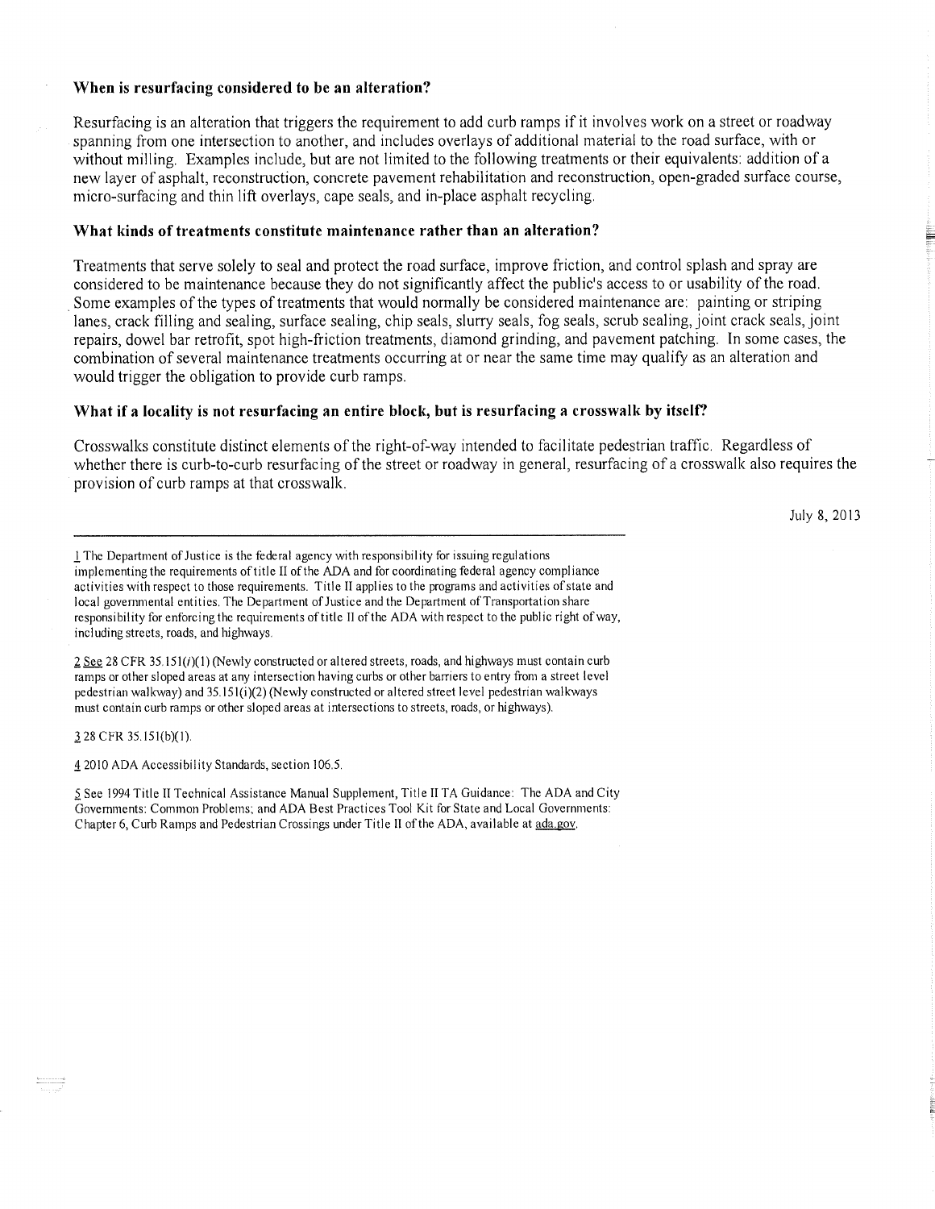**When is resurfacing considered to be an alteration?**

Resurfacing is an alteration that triggers the requirement to add curb ramps if it involves work on a street or roadway spanning from one intersection to another, and includes overlays of additional material to the road surface, with or without milling. Examples include, but are not limited to the following treatments or their equivalents: addition of a new layer of asphalt, reconstruction, concrete pavement rehabilitation and reconstruction, open-graded surface course, micro-surfacing and thin lift overlays, cape seals, and in-place asphalt recycling.

**What kinds of treatments constitute maintenance rather than an alteration?**

Treatments that serve solely to seal and protect the road surface, improve friction, and control splash and spray are considered to be maintenance because they do not significantly affect the public's access to or usability of the road. Some examples of the types of treatments that would normally be considered maintenance are: painting or striping lanes, crack filling and sealing, surface sealing, chip seals, slurry seals, fog seals, scrub sealing, joint crack seals, joint repairs, dowel bar retrofit, spot high-friction treatments, diamond grinding, and pavement patching. In some cases, the combination of several maintenance treatments occurring at or near the same time may qualify as an alteration and would trigger the obligation to provide curb ramps.

**What if a locality is not resurfacing an entire block, but is resurfacing a crosswalk by itself?**

Crosswalks constitute distinct elements of the right-of-way intended to facilitate pedestrian traffic. Regardless of whether there is curb-to-curb resurfacing of the street or roadway in general, resurfacing of a crosswalk also requires the provision of curb ramps at that crosswalk.

July 8, 2013

---

1 The Department of Justice is the federal agency with responsibility for issuing regulations implementing the requirements of title II of the ADA and for coordinating federal agency compliance activities with respect to those requirements. Title II applies to the programs and activities of state and local governmental entities. The Department of Justice and the Department of Transportation share responsibility for enforcing the requirements of title II of the ADA with respect to the public right of way, including streets, roads, and highways.

2 See 28 CFR 35.151(*i*)(1) (Newly constructed or altered streets, roads, and highways must contain curb ramps or other sloped areas at any intersection having curbs or other barriers to entry from a street level pedestrian walkway) and 35.151(i)(2) (Newly constructed or altered street level pedestrian walkways must contain curb ramps or other sloped areas at intersections to streets, roads, or highways).

3 28 CFR 35.151(b)(1).

4 2010 ADA Accessibility Standards, section 106.5.

5 See 1994 Title II Technical Assistance Manual Supplement, Title II TA Guidance: The ADA and City Governments: Common Problems; and ADA Best Practices Tool Kit for State and Local Governments: Chapter 6, Curb Ramps and Pedestrian Crossings under Title II of the ADA, available at ada.gov.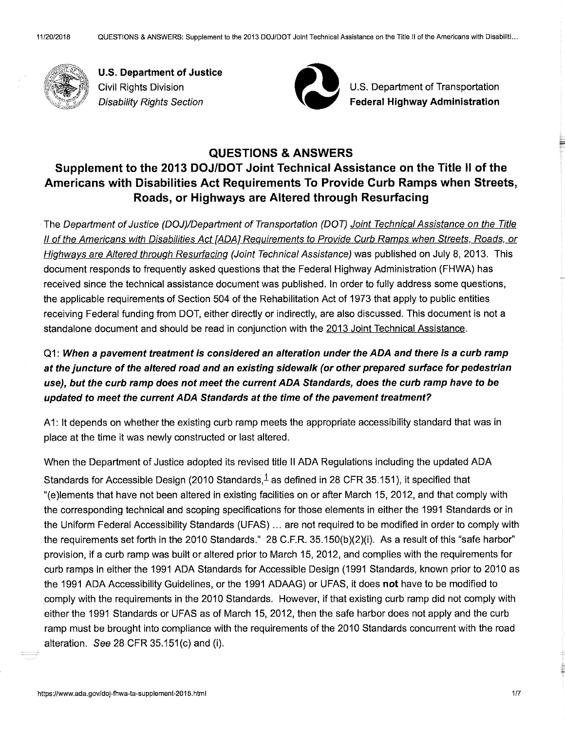**U.S. Department of Justice**
Civil Rights Division
*Disability Rights Section*

U.S. Department of Transportation
**Federal Highway Administration**

## QUESTIONS & ANSWERS

## Supplement to the 2013 DOJ/DOT Joint Technical Assistance on the Title II of the Americans with Disabilities Act Requirements To Provide Curb Ramps when Streets, Roads, or Highways are Altered through Resurfacing

The *Department of Justice (DOJ)/Department of Transportation (DOT) Joint Technical Assistance on the Title II of the Americans with Disabilities Act [ADA] Requirements to Provide Curb Ramps when Streets, Roads, or Highways are Altered through Resurfacing (Joint Technical Assistance)* was published on July 8, 2013. This document responds to frequently asked questions that the Federal Highway Administration (FHWA) has received since the technical assistance document was published. In order to fully address some questions, the applicable requirements of Section 504 of the Rehabilitation Act of 1973 that apply to public entities receiving Federal funding from DOT, either directly or indirectly, are also discussed. This document is not a standalone document and should be read in conjunction with the 2013 Joint Technical Assistance.

Q1: ***When a pavement treatment is considered an alteration under the ADA and there is a curb ramp at the juncture of the altered road and an existing sidewalk (or other prepared surface for pedestrian use), but the curb ramp does not meet the current ADA Standards, does the curb ramp have to be updated to meet the current ADA Standards at the time of the pavement treatment?***

A1: It depends on whether the existing curb ramp meets the appropriate accessibility standard that was in place at the time it was newly constructed or last altered.

When the Department of Justice adopted its revised title II ADA Regulations including the updated ADA Standards for Accessible Design (2010 Standards,[1] as defined in 28 CFR 35.151), it specified that "(e)lements that have not been altered in existing facilities on or after March 15, 2012, and that comply with the corresponding technical and scoping specifications for those elements in either the 1991 Standards or in the Uniform Federal Accessibility Standards (UFAS) ... are not required to be modified in order to comply with the requirements set forth in the 2010 Standards." 28 C.F.R. 35.150(b)(2)(i). As a result of this "safe harbor" provision, if a curb ramp was built or altered prior to March 15, 2012, and complies with the requirements for curb ramps in either the 1991 ADA Standards for Accessible Design (1991 Standards, known prior to 2010 as the 1991 ADA Accessibility Guidelines, or the 1991 ADAAG) or UFAS, it does **not** have to be modified to comply with the requirements in the 2010 Standards. However, if that existing curb ramp did not comply with either the 1991 Standards or UFAS as of March 15, 2012, then the safe harbor does not apply and the curb ramp must be brought into compliance with the requirements of the 2010 Standards concurrent with the road alteration. *See* 28 CFR 35.151(c) and (i).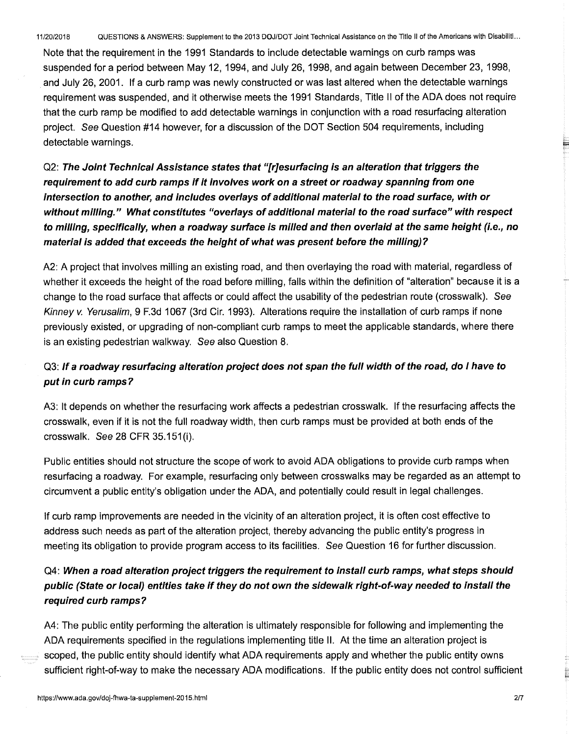Note that the requirement in the 1991 Standards to include detectable warnings on curb ramps was suspended for a period between May 12, 1994, and July 26, 1998, and again between December 23, 1998, and July 26, 2001. If a curb ramp was newly constructed or was last altered when the detectable warnings requirement was suspended, and it otherwise meets the 1991 Standards, Title II of the ADA does not require that the curb ramp be modified to add detectable warnings in conjunction with a road resurfacing alteration project. *See* Question #14 however, for a discussion of the DOT Section 504 requirements, including detectable warnings.

**Q2: *The Joint Technical Assistance states that "[r]esurfacing is an alteration that triggers the requirement to add curb ramps if it involves work on a street or roadway spanning from one intersection to another, and includes overlays of additional material to the road surface, with or without milling." What constitutes "overlays of additional material to the road surface" with respect to milling, specifically, when a roadway surface is milled and then overlaid at the same height (i.e., no material is added that exceeds the height of what was present before the milling)?***

A2: A project that involves milling an existing road, and then overlaying the road with material, regardless of whether it exceeds the height of the road before milling, falls within the definition of "alteration" because it is a change to the road surface that affects or could affect the usability of the pedestrian route (crosswalk). *See Kinney v. Yerusalim*, 9 F.3d 1067 (3rd Cir. 1993). Alterations require the installation of curb ramps if none previously existed, or upgrading of non-compliant curb ramps to meet the applicable standards, where there is an existing pedestrian walkway. *See* also Question 8.

**Q3: *If a roadway resurfacing alteration project does not span the full width of the road, do I have to put in curb ramps?***

A3: It depends on whether the resurfacing work affects a pedestrian crosswalk. If the resurfacing affects the crosswalk, even if it is not the full roadway width, then curb ramps must be provided at both ends of the crosswalk. *See* 28 CFR 35.151(i).

Public entities should not structure the scope of work to avoid ADA obligations to provide curb ramps when resurfacing a roadway. For example, resurfacing only between crosswalks may be regarded as an attempt to circumvent a public entity's obligation under the ADA, and potentially could result in legal challenges.

If curb ramp improvements are needed in the vicinity of an alteration project, it is often cost effective to address such needs as part of the alteration project, thereby advancing the public entity's progress in meeting its obligation to provide program access to its facilities. *See* Question 16 for further discussion.

**Q4: *When a road alteration project triggers the requirement to install curb ramps, what steps should public (State or local) entities take if they do not own the sidewalk right-of-way needed to install the required curb ramps?***

A4: The public entity performing the alteration is ultimately responsible for following and implementing the ADA requirements specified in the regulations implementing title II. At the time an alteration project is scoped, the public entity should identify what ADA requirements apply and whether the public entity owns sufficient right-of-way to make the necessary ADA modifications. If the public entity does not control sufficient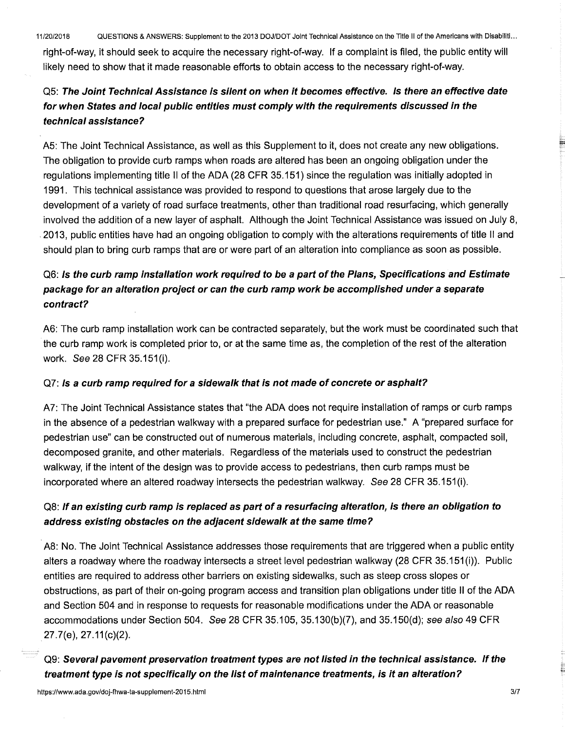right-of-way, it should seek to acquire the necessary right-of-way. If a complaint is filed, the public entity will likely need to show that it made reasonable efforts to obtain access to the necessary right-of-way.

Q5: ***The Joint Technical Assistance is silent on when it becomes effective. Is there an effective date for when States and local public entities must comply with the requirements discussed in the technical assistance?***

A5: The Joint Technical Assistance, as well as this Supplement to it, does not create any new obligations. The obligation to provide curb ramps when roads are altered has been an ongoing obligation under the regulations implementing title II of the ADA (28 CFR 35.151) since the regulation was initially adopted in 1991. This technical assistance was provided to respond to questions that arose largely due to the development of a variety of road surface treatments, other than traditional road resurfacing, which generally involved the addition of a new layer of asphalt. Although the Joint Technical Assistance was issued on July 8, 2013, public entities have had an ongoing obligation to comply with the alterations requirements of title II and should plan to bring curb ramps that are or were part of an alteration into compliance as soon as possible.

Q6: ***Is the curb ramp installation work required to be a part of the Plans, Specifications and Estimate package for an alteration project or can the curb ramp work be accomplished under a separate contract?***

A6: The curb ramp installation work can be contracted separately, but the work must be coordinated such that the curb ramp work is completed prior to, or at the same time as, the completion of the rest of the alteration work. *See* 28 CFR 35.151(i).

Q7: ***Is a curb ramp required for a sidewalk that is not made of concrete or asphalt?***

A7: The Joint Technical Assistance states that "the ADA does not require installation of ramps or curb ramps in the absence of a pedestrian walkway with a prepared surface for pedestrian use." A "prepared surface for pedestrian use" can be constructed out of numerous materials, including concrete, asphalt, compacted soil, decomposed granite, and other materials. Regardless of the materials used to construct the pedestrian walkway, if the intent of the design was to provide access to pedestrians, then curb ramps must be incorporated where an altered roadway intersects the pedestrian walkway. *See* 28 CFR 35.151(i).

Q8: ***If an existing curb ramp is replaced as part of a resurfacing alteration, is there an obligation to address existing obstacles on the adjacent sidewalk at the same time?***

A8: No. The Joint Technical Assistance addresses those requirements that are triggered when a public entity alters a roadway where the roadway intersects a street level pedestrian walkway (28 CFR 35.151(i)). Public entities are required to address other barriers on existing sidewalks, such as steep cross slopes or obstructions, as part of their on-going program access and transition plan obligations under title II of the ADA and Section 504 and in response to requests for reasonable modifications under the ADA or reasonable accommodations under Section 504. *See* 28 CFR 35.105, 35.130(b)(7), and 35.150(d); *see also* 49 CFR 27.7(e), 27.11(c)(2).

Q9: ***Several pavement preservation treatment types are not listed in the technical assistance. If the treatment type is not specifically on the list of maintenance treatments, is it an alteration?***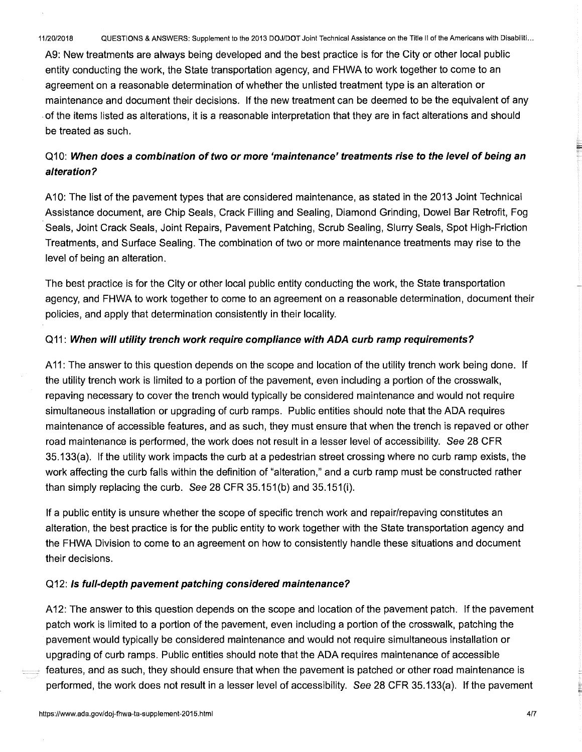A9: New treatments are always being developed and the best practice is for the City or other local public entity conducting the work, the State transportation agency, and FHWA to work together to come to an agreement on a reasonable determination of whether the unlisted treatment type is an alteration or maintenance and document their decisions. If the new treatment can be deemed to be the equivalent of any of the items listed as alterations, it is a reasonable interpretation that they are in fact alterations and should be treated as such.

### Q10: *When does a combination of two or more 'maintenance' treatments rise to the level of being an alteration?*

A10: The list of the pavement types that are considered maintenance, as stated in the 2013 Joint Technical Assistance document, are Chip Seals, Crack Filling and Sealing, Diamond Grinding, Dowel Bar Retrofit, Fog Seals, Joint Crack Seals, Joint Repairs, Pavement Patching, Scrub Sealing, Slurry Seals, Spot High-Friction Treatments, and Surface Sealing. The combination of two or more maintenance treatments may rise to the level of being an alteration.

The best practice is for the City or other local public entity conducting the work, the State transportation agency, and FHWA to work together to come to an agreement on a reasonable determination, document their policies, and apply that determination consistently in their locality.

### Q11: *When will utility trench work require compliance with ADA curb ramp requirements?*

A11: The answer to this question depends on the scope and location of the utility trench work being done. If the utility trench work is limited to a portion of the pavement, even including a portion of the crosswalk, repaving necessary to cover the trench would typically be considered maintenance and would not require simultaneous installation or upgrading of curb ramps. Public entities should note that the ADA requires maintenance of accessible features, and as such, they must ensure that when the trench is repaved or other road maintenance is performed, the work does not result in a lesser level of accessibility. *See* 28 CFR 35.133(a). If the utility work impacts the curb at a pedestrian street crossing where no curb ramp exists, the work affecting the curb falls within the definition of "alteration," and a curb ramp must be constructed rather than simply replacing the curb. *See* 28 CFR 35.151(b) and 35.151(i).

If a public entity is unsure whether the scope of specific trench work and repair/repaving constitutes an alteration, the best practice is for the public entity to work together with the State transportation agency and the FHWA Division to come to an agreement on how to consistently handle these situations and document their decisions.

### Q12: *Is full-depth pavement patching considered maintenance?*

A12: The answer to this question depends on the scope and location of the pavement patch. If the pavement patch work is limited to a portion of the pavement, even including a portion of the crosswalk, patching the pavement would typically be considered maintenance and would not require simultaneous installation or upgrading of curb ramps. Public entities should note that the ADA requires maintenance of accessible features, and as such, they should ensure that when the pavement is patched or other road maintenance is performed, the work does not result in a lesser level of accessibility. *See* 28 CFR 35.133(a). If the pavement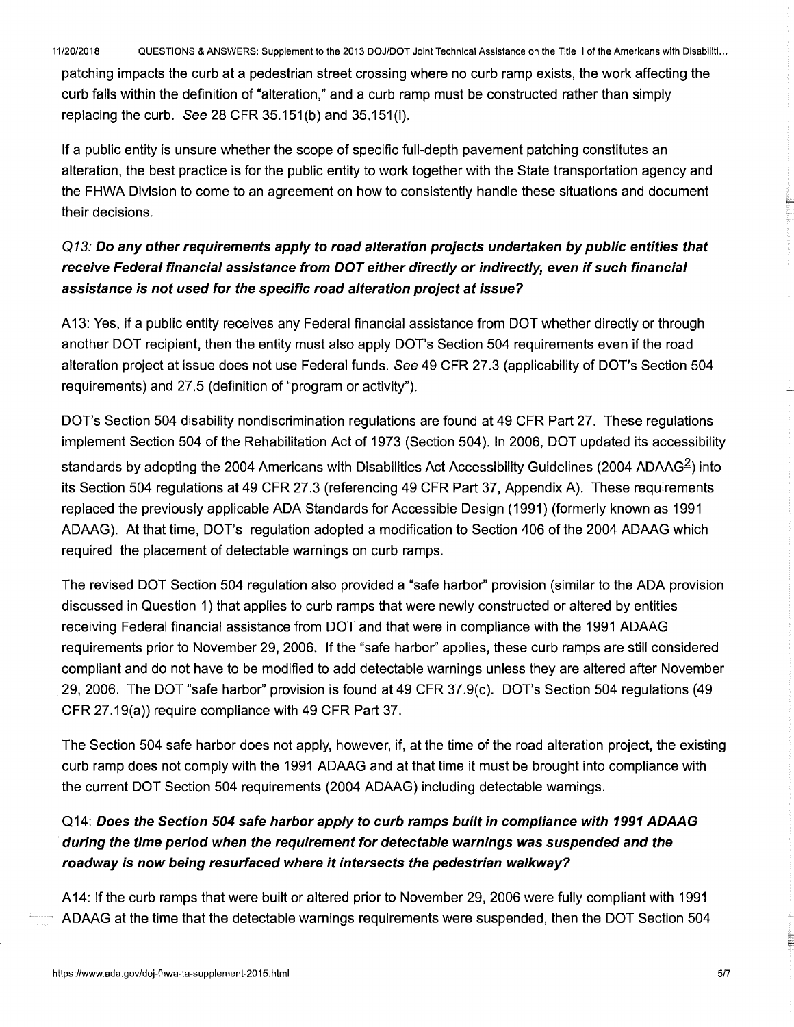patching impacts the curb at a pedestrian street crossing where no curb ramp exists, the work affecting the curb falls within the definition of "alteration," and a curb ramp must be constructed rather than simply replacing the curb. *See* 28 CFR 35.151(b) and 35.151(i).

If a public entity is unsure whether the scope of specific full-depth pavement patching constitutes an alteration, the best practice is for the public entity to work together with the State transportation agency and the FHWA Division to come to an agreement on how to consistently handle these situations and document their decisions.

### *Q13:* ***Do any other requirements apply to road alteration projects undertaken by public entities that receive Federal financial assistance from DOT either directly or indirectly, even if such financial assistance is not used for the specific road alteration project at issue?***

A13: Yes, if a public entity receives any Federal financial assistance from DOT whether directly or through another DOT recipient, then the entity must also apply DOT's Section 504 requirements even if the road alteration project at issue does not use Federal funds. *See* 49 CFR 27.3 (applicability of DOT's Section 504 requirements) and 27.5 (definition of "program or activity").

DOT's Section 504 disability nondiscrimination regulations are found at 49 CFR Part 27. These regulations implement Section 504 of the Rehabilitation Act of 1973 (Section 504). In 2006, DOT updated its accessibility standards by adopting the 2004 Americans with Disabilities Act Accessibility Guidelines (2004 ADAAG[2]) into its Section 504 regulations at 49 CFR 27.3 (referencing 49 CFR Part 37, Appendix A). These requirements replaced the previously applicable ADA Standards for Accessible Design (1991) (formerly known as 1991 ADAAG). At that time, DOT's regulation adopted a modification to Section 406 of the 2004 ADAAG which required the placement of detectable warnings on curb ramps.

The revised DOT Section 504 regulation also provided a "safe harbor" provision (similar to the ADA provision discussed in Question 1) that applies to curb ramps that were newly constructed or altered by entities receiving Federal financial assistance from DOT and that were in compliance with the 1991 ADAAG requirements prior to November 29, 2006. If the "safe harbor" applies, these curb ramps are still considered compliant and do not have to be modified to add detectable warnings unless they are altered after November 29, 2006. The DOT "safe harbor" provision is found at 49 CFR 37.9(c). DOT's Section 504 regulations (49 CFR 27.19(a)) require compliance with 49 CFR Part 37.

The Section 504 safe harbor does not apply, however, if, at the time of the road alteration project, the existing curb ramp does not comply with the 1991 ADAAG and at that time it must be brought into compliance with the current DOT Section 504 requirements (2004 ADAAG) including detectable warnings.

### Q14: ***Does the Section 504 safe harbor apply to curb ramps built in compliance with 1991 ADAAG during the time period when the requirement for detectable warnings was suspended and the roadway is now being resurfaced where it intersects the pedestrian walkway?***

A14: If the curb ramps that were built or altered prior to November 29, 2006 were fully compliant with 1991 ADAAG at the time that the detectable warnings requirements were suspended, then the DOT Section 504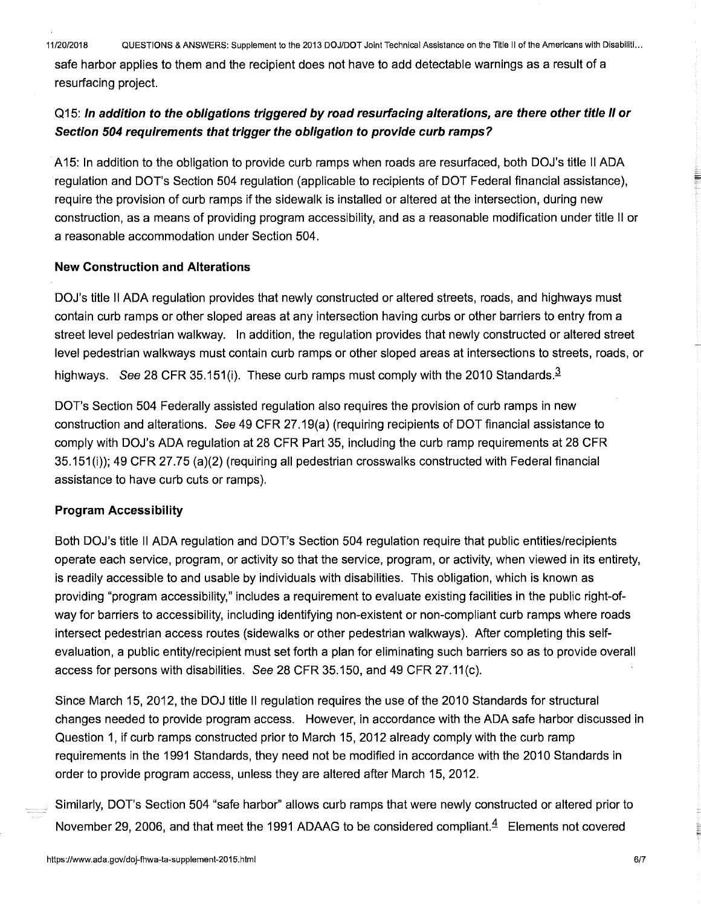safe harbor applies to them and the recipient does not have to add detectable warnings as a result of a resurfacing project.

### Q15: *In addition to the obligations triggered by road resurfacing alterations, are there other title II or Section 504 requirements that trigger the obligation to provide curb ramps?*

A15: In addition to the obligation to provide curb ramps when roads are resurfaced, both DOJ's title II ADA regulation and DOT's Section 504 regulation (applicable to recipients of DOT Federal financial assistance), require the provision of curb ramps if the sidewalk is installed or altered at the intersection, during new construction, as a means of providing program accessibility, and as a reasonable modification under title II or a reasonable accommodation under Section 504.

#### New Construction and Alterations

DOJ's title II ADA regulation provides that newly constructed or altered streets, roads, and highways must contain curb ramps or other sloped areas at any intersection having curbs or other barriers to entry from a street level pedestrian walkway. In addition, the regulation provides that newly constructed or altered street level pedestrian walkways must contain curb ramps or other sloped areas at intersections to streets, roads, or highways. *See* 28 CFR 35.151(i). These curb ramps must comply with the 2010 Standards.[3]

DOT's Section 504 Federally assisted regulation also requires the provision of curb ramps in new construction and alterations. *See* 49 CFR 27.19(a) (requiring recipients of DOT financial assistance to comply with DOJ's ADA regulation at 28 CFR Part 35, including the curb ramp requirements at 28 CFR 35.151(i)); 49 CFR 27.75 (a)(2) (requiring all pedestrian crosswalks constructed with Federal financial assistance to have curb cuts or ramps).

#### Program Accessibility

Both DOJ's title II ADA regulation and DOT's Section 504 regulation require that public entities/recipients operate each service, program, or activity so that the service, program, or activity, when viewed in its entirety, is readily accessible to and usable by individuals with disabilities. This obligation, which is known as providing "program accessibility," includes a requirement to evaluate existing facilities in the public right-of-way for barriers to accessibility, including identifying non-existent or non-compliant curb ramps where roads intersect pedestrian access routes (sidewalks or other pedestrian walkways). After completing this self-evaluation, a public entity/recipient must set forth a plan for eliminating such barriers so as to provide overall access for persons with disabilities. *See* 28 CFR 35.150, and 49 CFR 27.11(c).

Since March 15, 2012, the DOJ title II regulation requires the use of the 2010 Standards for structural changes needed to provide program access. However, in accordance with the ADA safe harbor discussed in Question 1, if curb ramps constructed prior to March 15, 2012 already comply with the curb ramp requirements in the 1991 Standards, they need not be modified in accordance with the 2010 Standards in order to provide program access, unless they are altered after March 15, 2012.

Similarly, DOT's Section 504 "safe harbor" allows curb ramps that were newly constructed or altered prior to November 29, 2006, and that meet the 1991 ADAAG to be considered compliant.[4] Elements not covered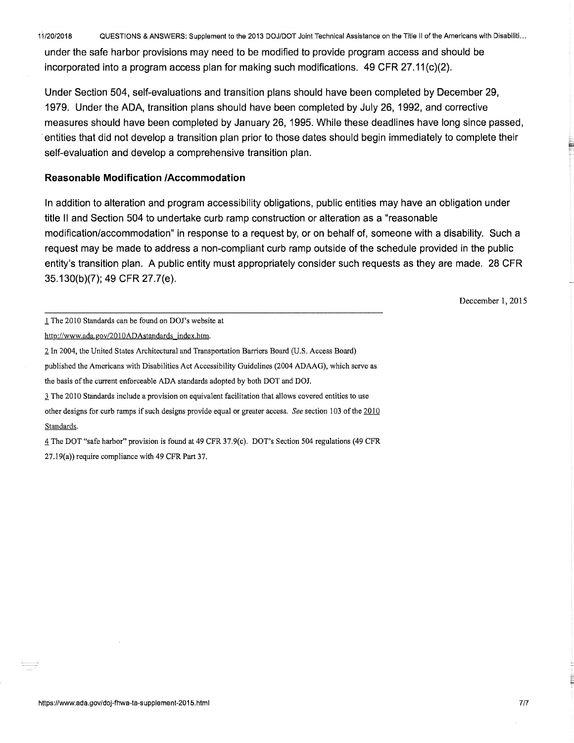under the safe harbor provisions may need to be modified to provide program access and should be incorporated into a program access plan for making such modifications. 49 CFR 27.11(c)(2).

Under Section 504, self-evaluations and transition plans should have been completed by December 29, 1979. Under the ADA, transition plans should have been completed by July 26, 1992, and corrective measures should have been completed by January 26, 1995. While these deadlines have long since passed, entities that did not develop a transition plan prior to those dates should begin immediately to complete their self-evaluation and develop a comprehensive transition plan.

### Reasonable Modification /Accommodation

In addition to alteration and program accessibility obligations, public entities may have an obligation under title II and Section 504 to undertake curb ramp construction or alteration as a "reasonable modification/accommodation" in response to a request by, or on behalf of, someone with a disability. Such a request may be made to address a non-compliant curb ramp outside of the schedule provided in the public entity's transition plan. A public entity must appropriately consider such requests as they are made. 28 CFR 35.130(b)(7); 49 CFR 27.7(e).

Deccember 1, 2015

---

1 The 2010 Standards can be found on DOJ's website at http://www.ada.gov/2010ADAstandards_index.htm.

2 In 2004, the United States Architectural and Transportation Barriers Board (U.S. Access Board) published the Americans with Disabilities Act Accessibility Guidelines (2004 ADAAG), which serve as the basis of the current enforceable ADA standards adopted by both DOT and DOJ.

3 The 2010 Standards include a provision on equivalent facilitation that allows covered entities to use other designs for curb ramps if such designs provide equal or greater access. *See* section 103 of the 2010 Standards.

4 The DOT "safe harbor" provision is found at 49 CFR 37.9(c). DOT's Section 504 regulations (49 CFR 27.19(a)) require compliance with 49 CFR Part 37.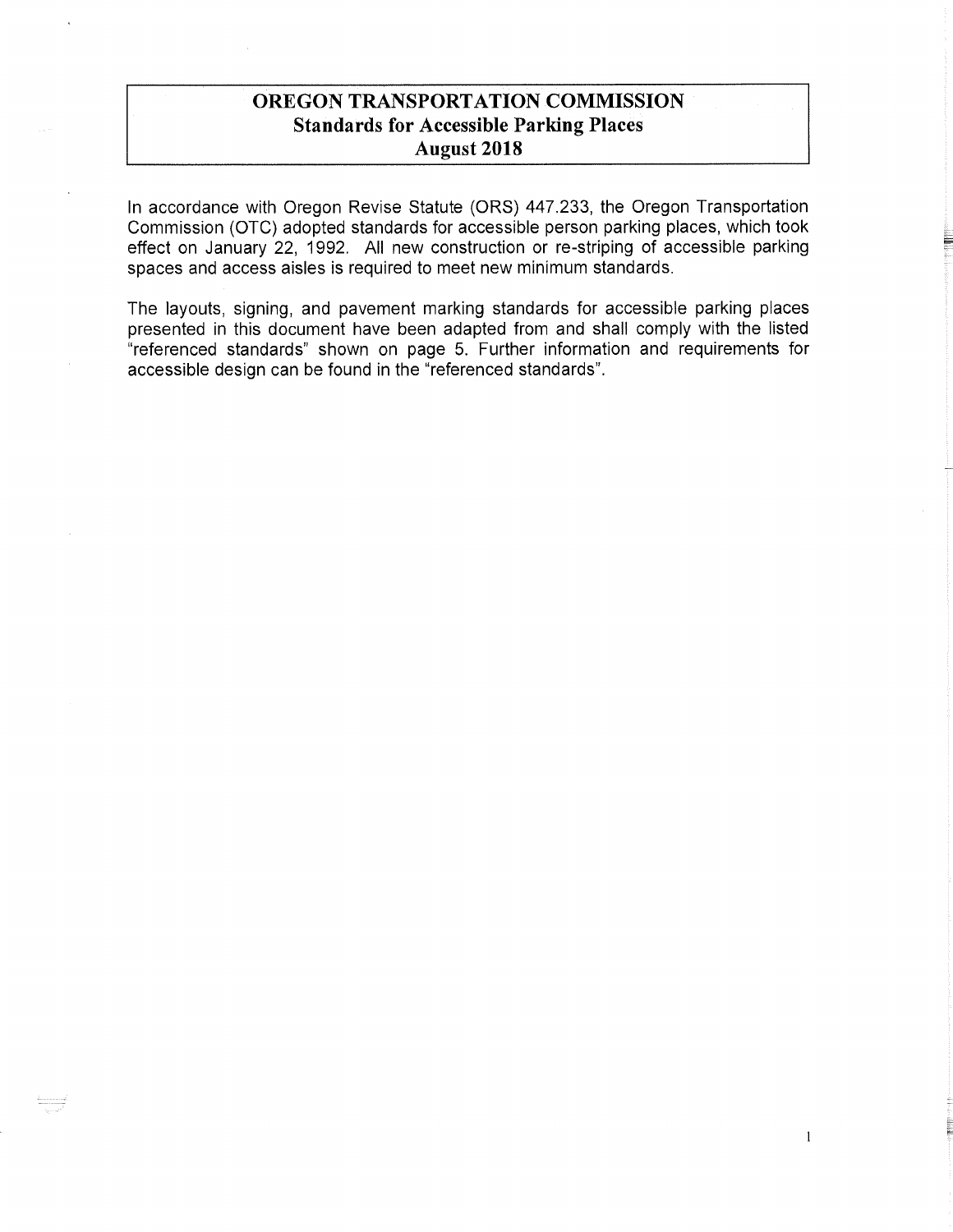# OREGON TRANSPORTATION COMMISSION
## Standards for Accessible Parking Places
## August 2018

In accordance with Oregon Revise Statute (ORS) 447.233, the Oregon Transportation Commission (OTC) adopted standards for accessible person parking places, which took effect on January 22, 1992. All new construction or re-striping of accessible parking spaces and access aisles is required to meet new minimum standards.

The layouts, signing, and pavement marking standards for accessible parking places presented in this document have been adapted from and shall comply with the listed "referenced standards" shown on page 5. Further information and requirements for accessible design can be found in the "referenced standards".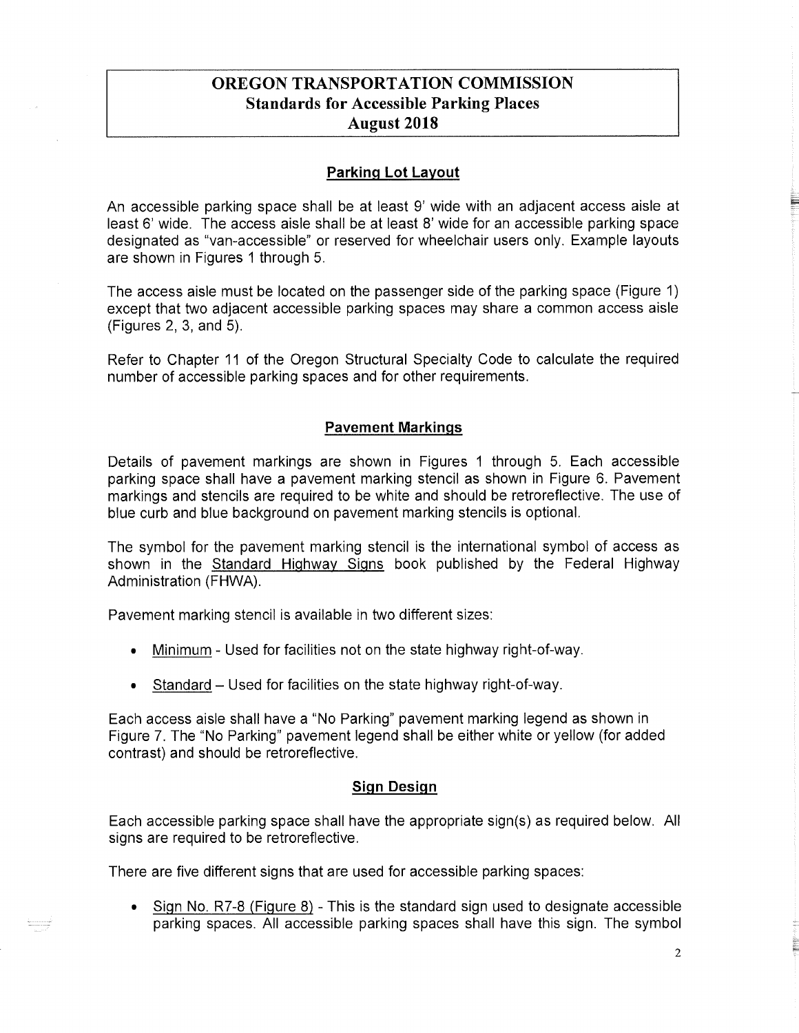# OREGON TRANSPORTATION COMMISSION
## Standards for Accessible Parking Places
## August 2018

### Parking Lot Layout

An accessible parking space shall be at least 9' wide with an adjacent access aisle at least 6' wide. The access aisle shall be at least 8' wide for an accessible parking space designated as "van-accessible" or reserved for wheelchair users only. Example layouts are shown in Figures 1 through 5.

The access aisle must be located on the passenger side of the parking space (Figure 1) except that two adjacent accessible parking spaces may share a common access aisle (Figures 2, 3, and 5).

Refer to Chapter 11 of the Oregon Structural Specialty Code to calculate the required number of accessible parking spaces and for other requirements.

### Pavement Markings

Details of pavement markings are shown in Figures 1 through 5. Each accessible parking space shall have a pavement marking stencil as shown in Figure 6. Pavement markings and stencils are required to be white and should be retroreflective. The use of blue curb and blue background on pavement marking stencils is optional.

The symbol for the pavement marking stencil is the international symbol of access as shown in the Standard Highway Signs book published by the Federal Highway Administration (FHWA).

Pavement marking stencil is available in two different sizes:

- Minimum - Used for facilities not on the state highway right-of-way.
- Standard – Used for facilities on the state highway right-of-way.

Each access aisle shall have a "No Parking" pavement marking legend as shown in Figure 7. The "No Parking" pavement legend shall be either white or yellow (for added contrast) and should be retroreflective.

### Sign Design

Each accessible parking space shall have the appropriate sign(s) as required below. All signs are required to be retroreflective.

There are five different signs that are used for accessible parking spaces:

- Sign No. R7-8 (Figure 8) - This is the standard sign used to designate accessible parking spaces. All accessible parking spaces shall have this sign. The symbol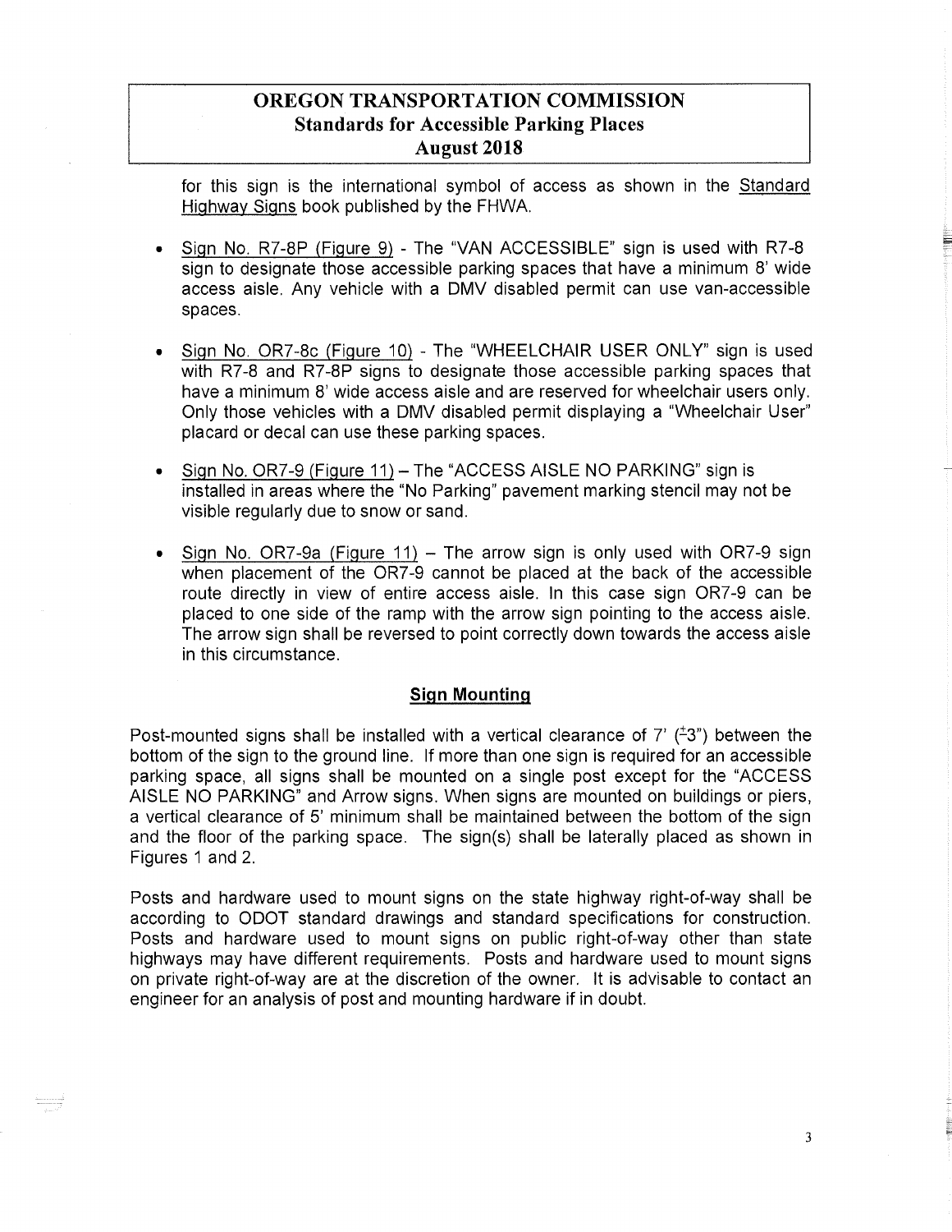for this sign is the international symbol of access as shown in the Standard Highway Signs book published by the FHWA.

- Sign No. R7-8P (Figure 9) - The "VAN ACCESSIBLE" sign is used with R7-8 sign to designate those accessible parking spaces that have a minimum 8' wide access aisle. Any vehicle with a DMV disabled permit can use van-accessible spaces.

- Sign No. OR7-8c (Figure 10) - The "WHEELCHAIR USER ONLY" sign is used with R7-8 and R7-8P signs to designate those accessible parking spaces that have a minimum 8' wide access aisle and are reserved for wheelchair users only. Only those vehicles with a DMV disabled permit displaying a "Wheelchair User" placard or decal can use these parking spaces.

- Sign No. OR7-9 (Figure 11) – The "ACCESS AISLE NO PARKING" sign is installed in areas where the "No Parking" pavement marking stencil may not be visible regularly due to snow or sand.

- Sign No. OR7-9a (Figure 11) – The arrow sign is only used with OR7-9 sign when placement of the OR7-9 cannot be placed at the back of the accessible route directly in view of entire access aisle. In this case sign OR7-9 can be placed to one side of the ramp with the arrow sign pointing to the access aisle. The arrow sign shall be reversed to point correctly down towards the access aisle in this circumstance.

## Sign Mounting

Post-mounted signs shall be installed with a vertical clearance of 7' (±3") between the bottom of the sign to the ground line. If more than one sign is required for an accessible parking space, all signs shall be mounted on a single post except for the "ACCESS AISLE NO PARKING" and Arrow signs. When signs are mounted on buildings or piers, a vertical clearance of 5' minimum shall be maintained between the bottom of the sign and the floor of the parking space. The sign(s) shall be laterally placed as shown in Figures 1 and 2.

Posts and hardware used to mount signs on the state highway right-of-way shall be according to ODOT standard drawings and standard specifications for construction. Posts and hardware used to mount signs on public right-of-way other than state highways may have different requirements. Posts and hardware used to mount signs on private right-of-way are at the discretion of the owner. It is advisable to contact an engineer for an analysis of post and mounting hardware if in doubt.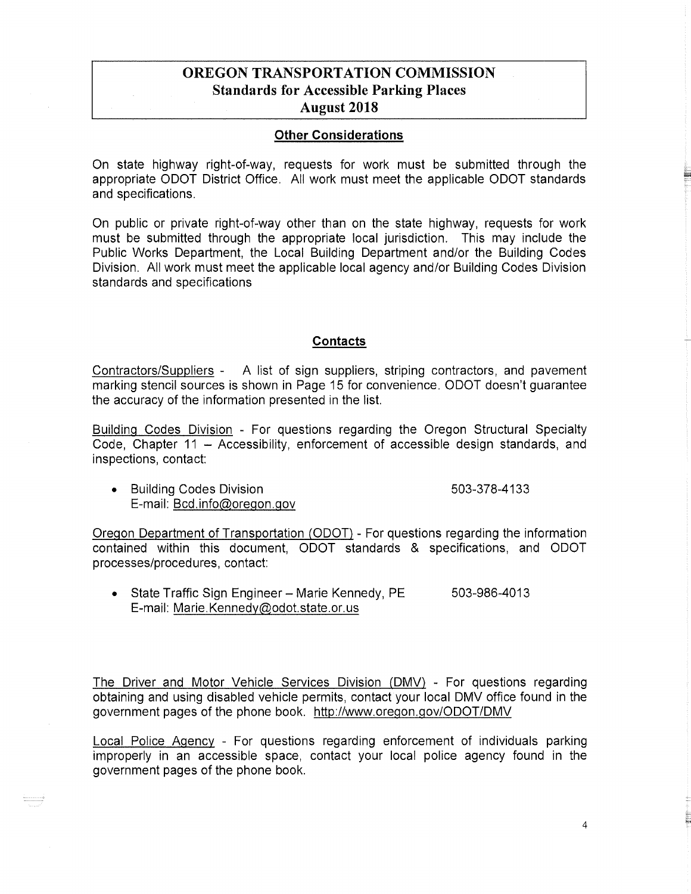## Other Considerations

On state highway right-of-way, requests for work must be submitted through the appropriate ODOT District Office. All work must meet the applicable ODOT standards and specifications.

On public or private right-of-way other than on the state highway, requests for work must be submitted through the appropriate local jurisdiction. This may include the Public Works Department, the Local Building Department and/or the Building Codes Division. All work must meet the applicable local agency and/or Building Codes Division standards and specifications

## Contacts

Contractors/Suppliers - A list of sign suppliers, striping contractors, and pavement marking stencil sources is shown in Page 15 for convenience. ODOT doesn't guarantee the accuracy of the information presented in the list.

Building Codes Division - For questions regarding the Oregon Structural Specialty Code, Chapter 11 – Accessibility, enforcement of accessible design standards, and inspections, contact:

- Building Codes Division 503-378-4133
  E-mail: Bcd.info@oregon.gov

Oregon Department of Transportation (ODOT) - For questions regarding the information contained within this document, ODOT standards & specifications, and ODOT processes/procedures, contact:

- State Traffic Sign Engineer – Marie Kennedy, PE 503-986-4013
  E-mail: Marie.Kennedy@odot.state.or.us

The Driver and Motor Vehicle Services Division (DMV) - For questions regarding obtaining and using disabled vehicle permits, contact your local DMV office found in the government pages of the phone book. http://www.oregon.gov/ODOT/DMV

Local Police Agency - For questions regarding enforcement of individuals parking improperly in an accessible space, contact your local police agency found in the government pages of the phone book.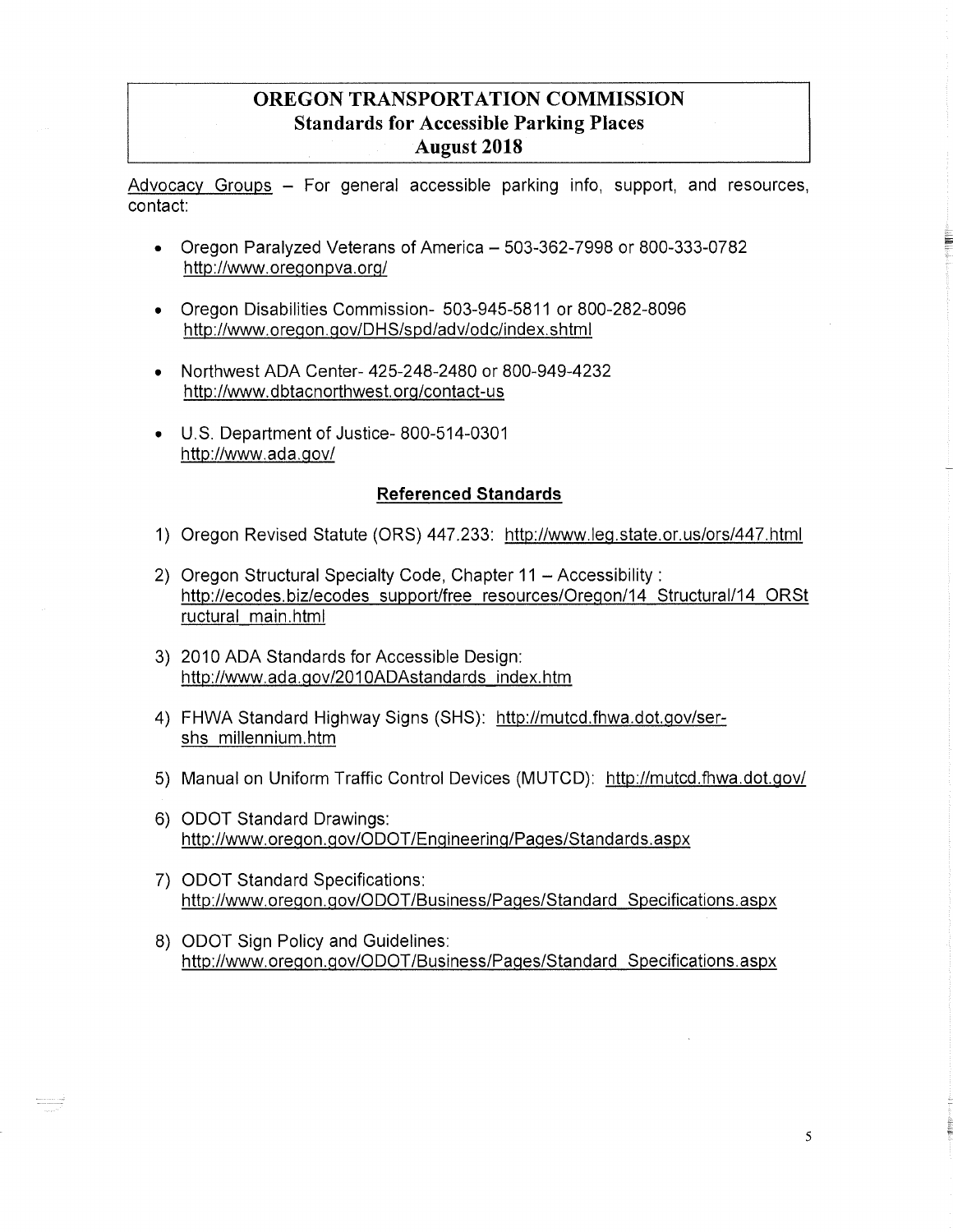# OREGON TRANSPORTATION COMMISSION
## Standards for Accessible Parking Places
## August 2018

Advocacy Groups – For general accessible parking info, support, and resources, contact:

- Oregon Paralyzed Veterans of America – 503-362-7998 or 800-333-0782
  http://www.oregonpva.org/
- Oregon Disabilities Commission- 503-945-5811 or 800-282-8096
  http://www.oregon.gov/DHS/spd/adv/odc/index.shtml
- Northwest ADA Center- 425-248-2480 or 800-949-4232
  http://www.dbtacnorthwest.org/contact-us
- U.S. Department of Justice- 800-514-0301
  http://www.ada.gov/

### Referenced Standards

1) Oregon Revised Statute (ORS) 447.233: http://www.leg.state.or.us/ors/447.html
2) Oregon Structural Specialty Code, Chapter 11 – Accessibility : http://ecodes.biz/ecodes_support/free_resources/Oregon/14_Structural/14_ORStructural_main.html
3) 2010 ADA Standards for Accessible Design: http://www.ada.gov/2010ADAstandards_index.htm
4) FHWA Standard Highway Signs (SHS): http://mutcd.fhwa.dot.gov/ser-shs_millennium.htm
5) Manual on Uniform Traffic Control Devices (MUTCD): http://mutcd.fhwa.dot.gov/
6) ODOT Standard Drawings: http://www.oregon.gov/ODOT/Engineering/Pages/Standards.aspx
7) ODOT Standard Specifications: http://www.oregon.gov/ODOT/Business/Pages/Standard_Specifications.aspx
8) ODOT Sign Policy and Guidelines: http://www.oregon.gov/ODOT/Business/Pages/Standard_Specifications.aspx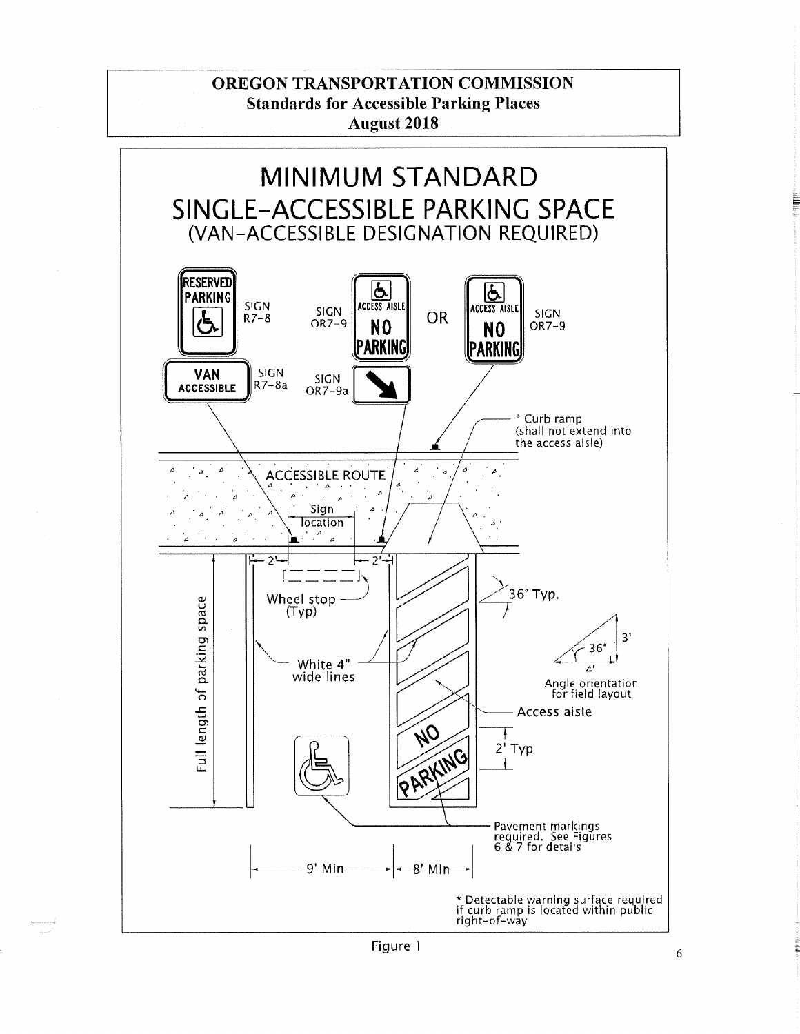**OREGON TRANSPORTATION COMMISSION**
**Standards for Accessible Parking Places**
**August 2018**

# MINIMUM STANDARD SINGLE-ACCESSIBLE PARKING SPACE

## (VAN-ACCESSIBLE DESIGNATION REQUIRED)

RESERVED PARKING — SIGN R7-8

VAN ACCESSIBLE — SIGN R7-8a

ACCESS AISLE NO PARKING — SIGN OR7-9

SIGN OR7-9a

OR

ACCESS AISLE NO PARKING — SIGN OR7-9

\* Curb ramp (shall not extend into the access aisle)

ACCESSIBLE ROUTE

Sign location

2'

2'

Wheel stop (Typ)

36° Typ.

3'

36°

4'

Angle orientation for field layout

Full length of parking space

White 4" wide lines

Access aisle

2' Typ

NO PARKING

Pavement markings required. See Figures 6 & 7 for details

9' Min

8' Min

\* Detectable warning surface required if curb ramp is located within public right-of-way

Figure 1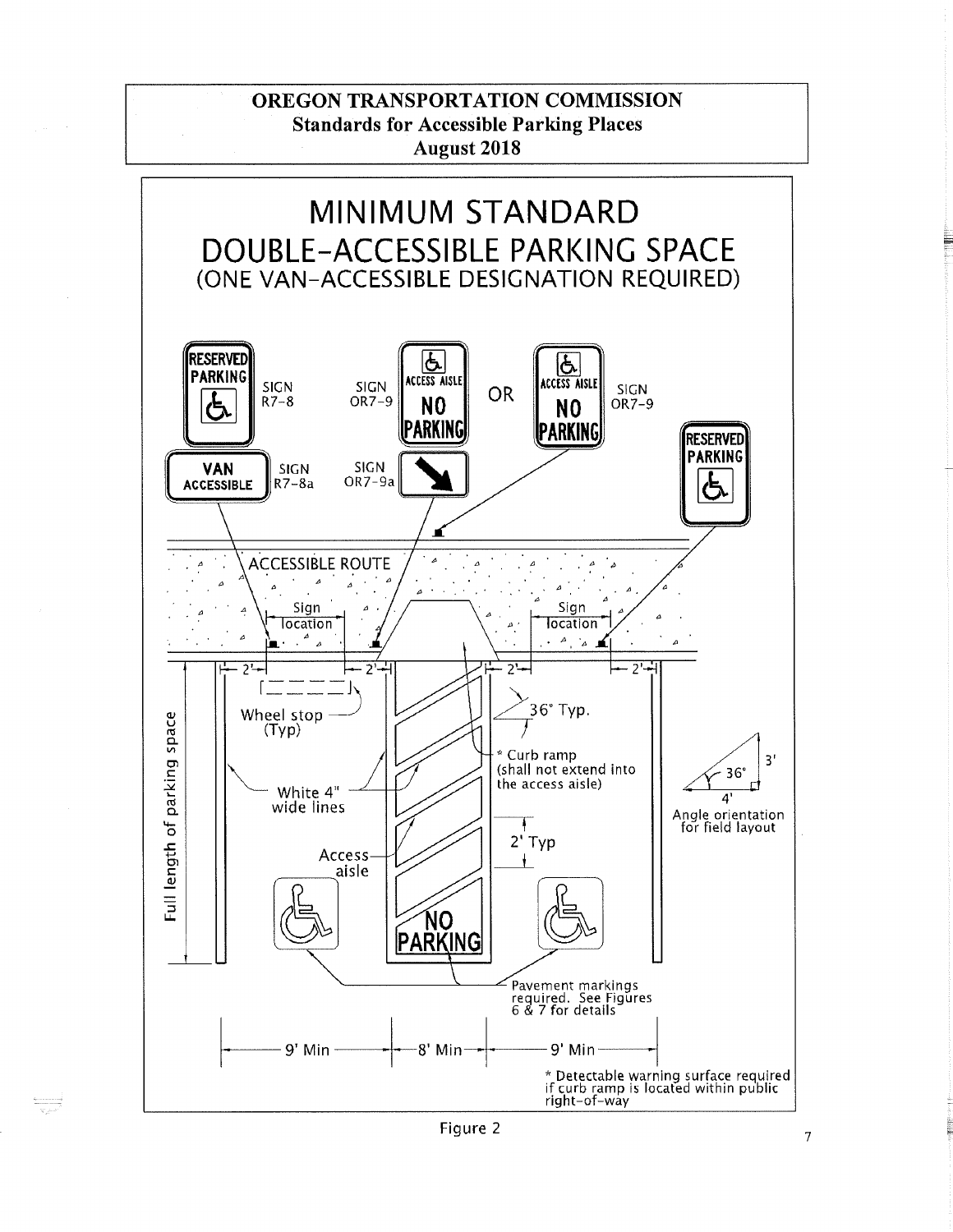**OREGON TRANSPORTATION COMMISSION**
**Standards for Accessible Parking Places**
**August 2018**

# MINIMUM STANDARD DOUBLE-ACCESSIBLE PARKING SPACE

## (ONE VAN-ACCESSIBLE DESIGNATION REQUIRED)

RESERVED PARKING — SIGN R7-8

VAN ACCESSIBLE — SIGN R7-8a

ACCESS AISLE NO PARKING — SIGN OR7-9

SIGN OR7-9a

OR

ACCESS AISLE NO PARKING — SIGN OR7-9

RESERVED PARKING

ACCESSIBLE ROUTE

Sign location

Sign location

2'

2'

2'

2'

Wheel stop (Typ)

36° Typ.

\* Curb ramp (shall not extend into the access aisle)

White 4" wide lines

2' Typ

Access aisle

NO PARKING

Full length of parking space

3'

36°

4'

Angle orientation for field layout

Pavement markings required. See Figures 6 & 7 for details

9' Min — 8' Min — 9' Min

\* Detectable warning surface required if curb ramp is located within public right-of-way

Figure 2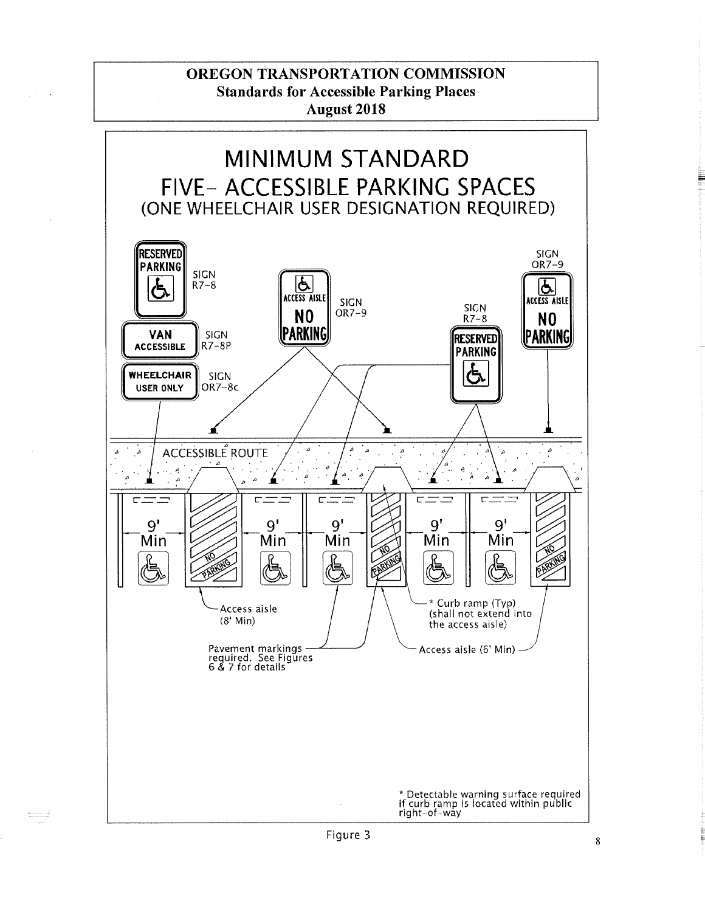# OREGON TRANSPORTATION COMMISSION

**Standards for Accessible Parking Places**

**August 2018**

## MINIMUM STANDARD

## FIVE- ACCESSIBLE PARKING SPACES

### (ONE WHEELCHAIR USER DESIGNATION REQUIRED)

RESERVED PARKING — SIGN R7-8

VAN ACCESSIBLE — SIGN R7-8P

WHEELCHAIR USER ONLY — SIGN OR7-8c

ACCESS AISLE NO PARKING — SIGN OR7-9

SIGN R7-8

SIGN OR7-9

ACCESSIBLE ROUTE

9' Min

9' Min

9' Min

9' Min

9' Min

NO PARKING

Access aisle (8' Min)

Pavement markings required. See Figures 6 & 7 for details

* Curb ramp (Typ) (shall not extend into the access aisle)

Access aisle (6' Min)

* Detectable warning surface required if curb ramp is located within public right-of-way

Figure 3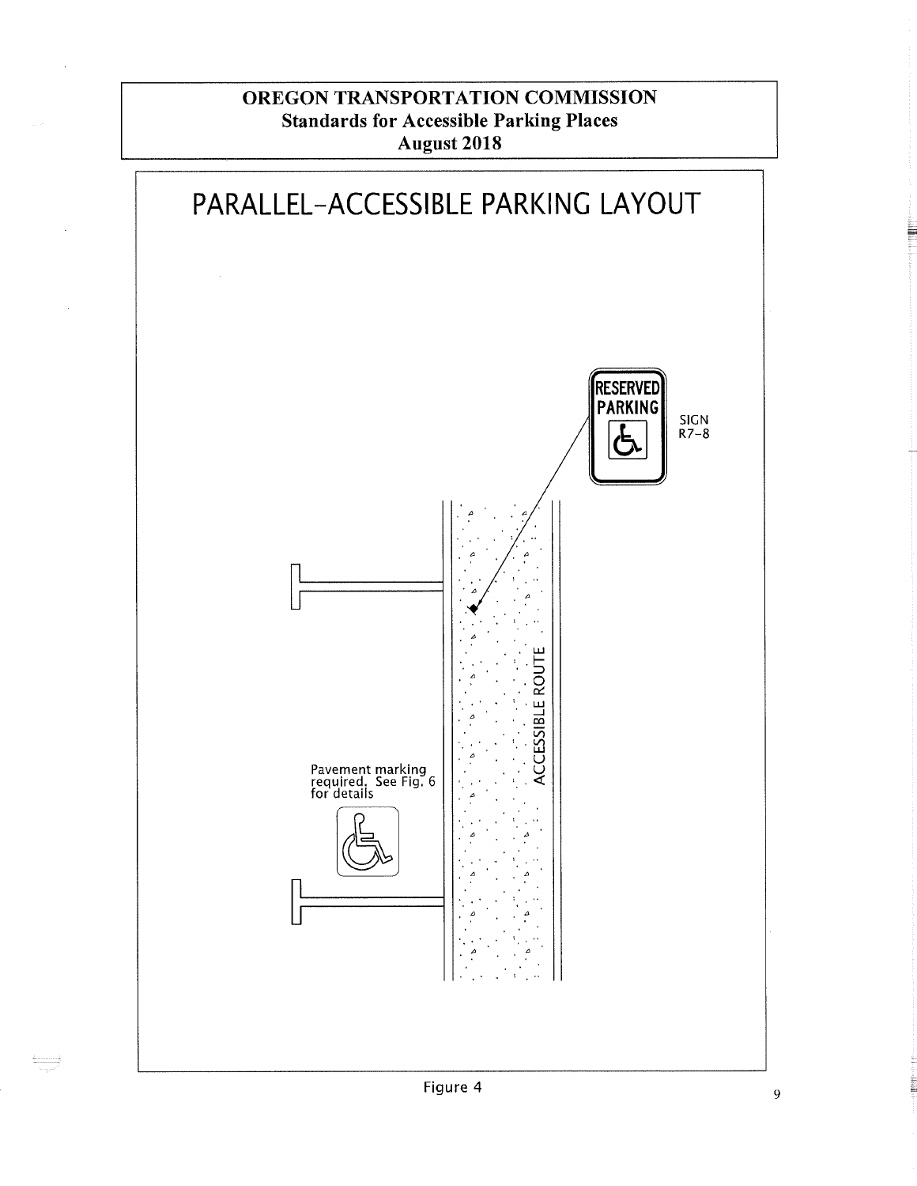**OREGON TRANSPORTATION COMMISSION**
**Standards for Accessible Parking Places**
**August 2018**

# PARALLEL-ACCESSIBLE PARKING LAYOUT

RESERVED PARKING

SIGN R7-8

ACCESSIBLE ROUTE

Pavement marking required. See Fig. 6 for details

Figure 4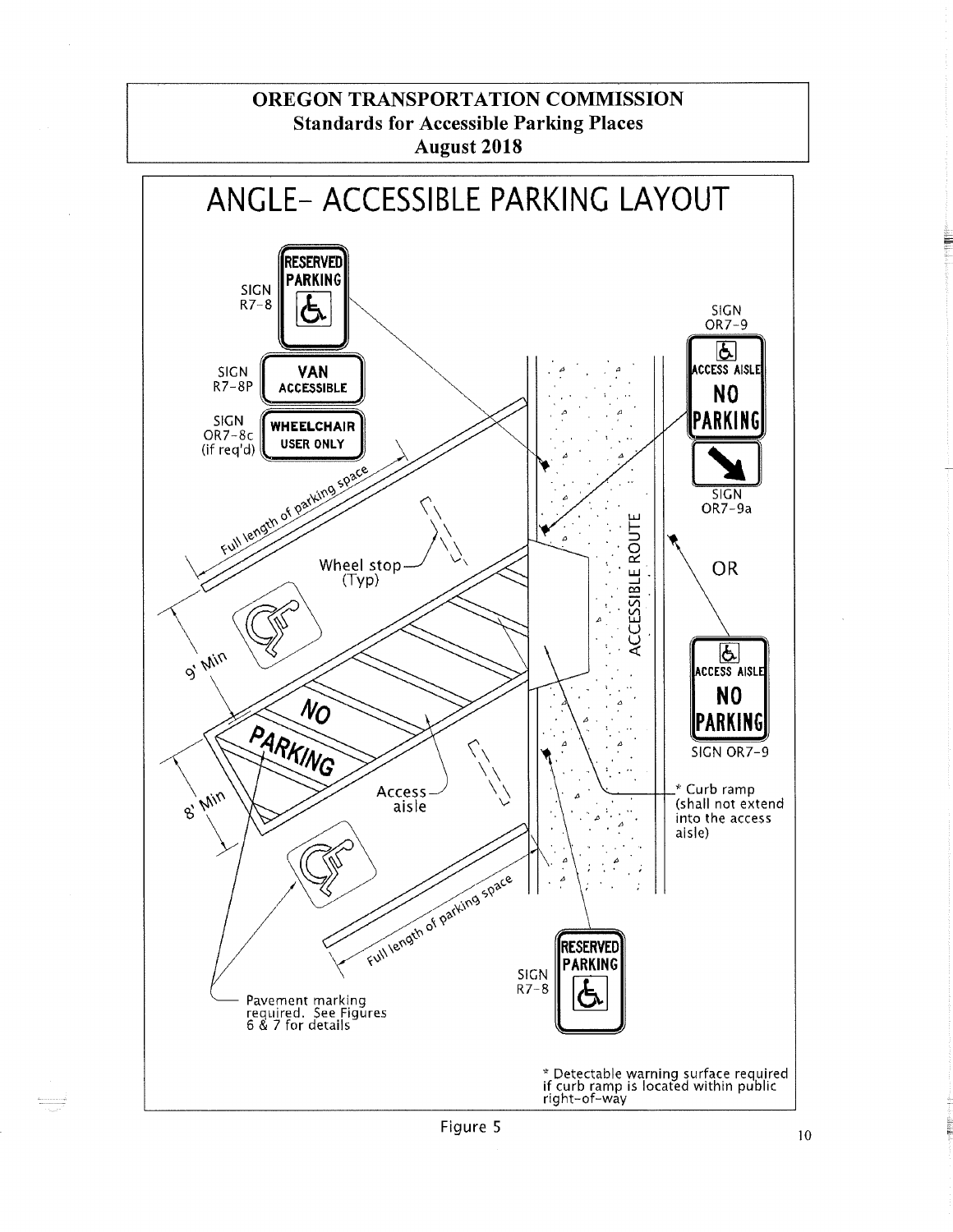**OREGON TRANSPORTATION COMMISSION**
**Standards for Accessible Parking Places**
**August 2018**

# ANGLE- ACCESSIBLE PARKING LAYOUT

SIGN R7-8 — RESERVED PARKING

SIGN R7-8P — VAN ACCESSIBLE

SIGN OR7-8c (if req'd) — WHEELCHAIR USER ONLY

SIGN OR7-9 — ACCESS AISLE NO PARKING

SIGN OR7-9a

OR

SIGN OR7-9 — ACCESS AISLE NO PARKING

Full length of parking space

Wheel stop (Typ)

9' Min

8' Min

NO PARKING

Access aisle

ACCESSIBLE ROUTE

* Curb ramp (shall not extend into the access aisle)

Full length of parking space

SIGN R7-8 — RESERVED PARKING

Pavement marking required. See Figures 6 & 7 for details

* Detectable warning surface required if curb ramp is located within public right-of-way

Figure 5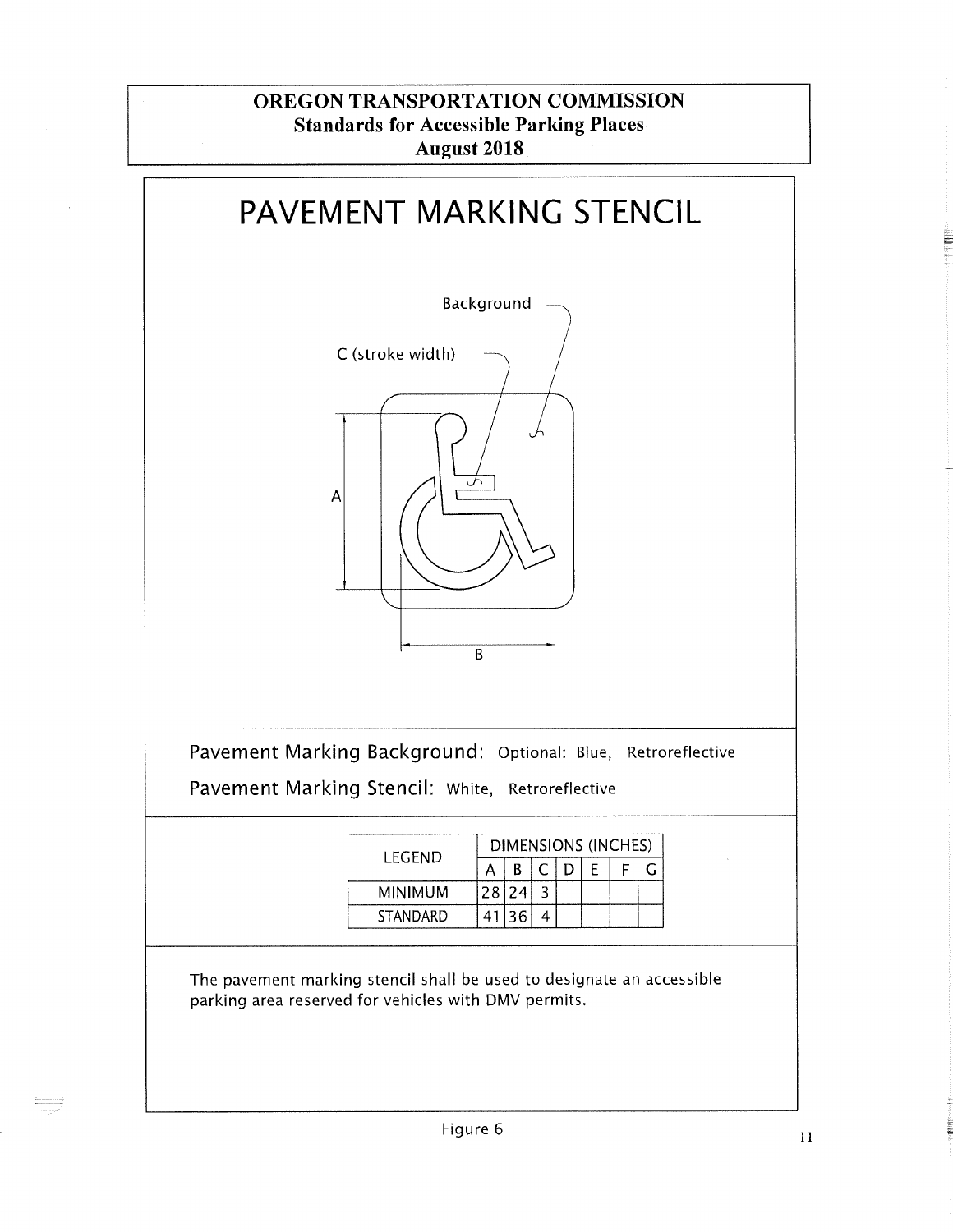**OREGON TRANSPORTATION COMMISSION**
**Standards for Accessible Parking Places**
**August 2018**

# PAVEMENT MARKING STENCIL

Background

C (stroke width)

A

B

**Pavement Marking Background:** Optional: Blue, Retroreflective

**Pavement Marking Stencil:** White, Retroreflective

| LEGEND | DIMENSIONS (INCHES) | | | | | | |
|---|---|---|---|---|---|---|---|
| | A | B | C | D | E | F | G |
| MINIMUM | 28 | 24 | 3 | | | | |
| STANDARD | 41 | 36 | 4 | | | | |

The pavement marking stencil shall be used to designate an accessible parking area reserved for vehicles with DMV permits.

Figure 6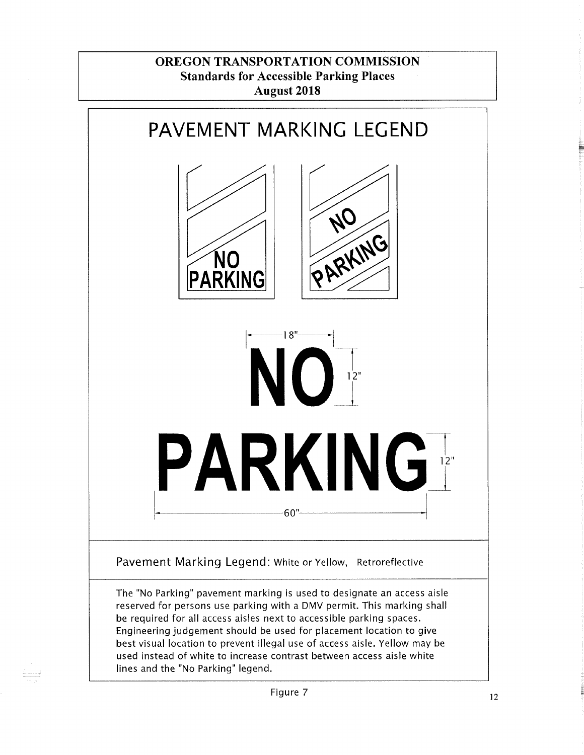**OREGON TRANSPORTATION COMMISSION**
**Standards for Accessible Parking Places**
**August 2018**

# PAVEMENT MARKING LEGEND

NO
PARKING

NO
PARKING

18"

NO

12"

PARKING

12"

60"

Pavement Marking Legend: White or Yellow, Retroreflective

The "No Parking" pavement marking is used to designate an access aisle reserved for persons use parking with a DMV permit. This marking shall be required for all access aisles next to accessible parking spaces. Engineering judgement should be used for placement location to give best visual location to prevent illegal use of access aisle. Yellow may be used instead of white to increase contrast between access aisle white lines and the "No Parking" legend.

Figure 7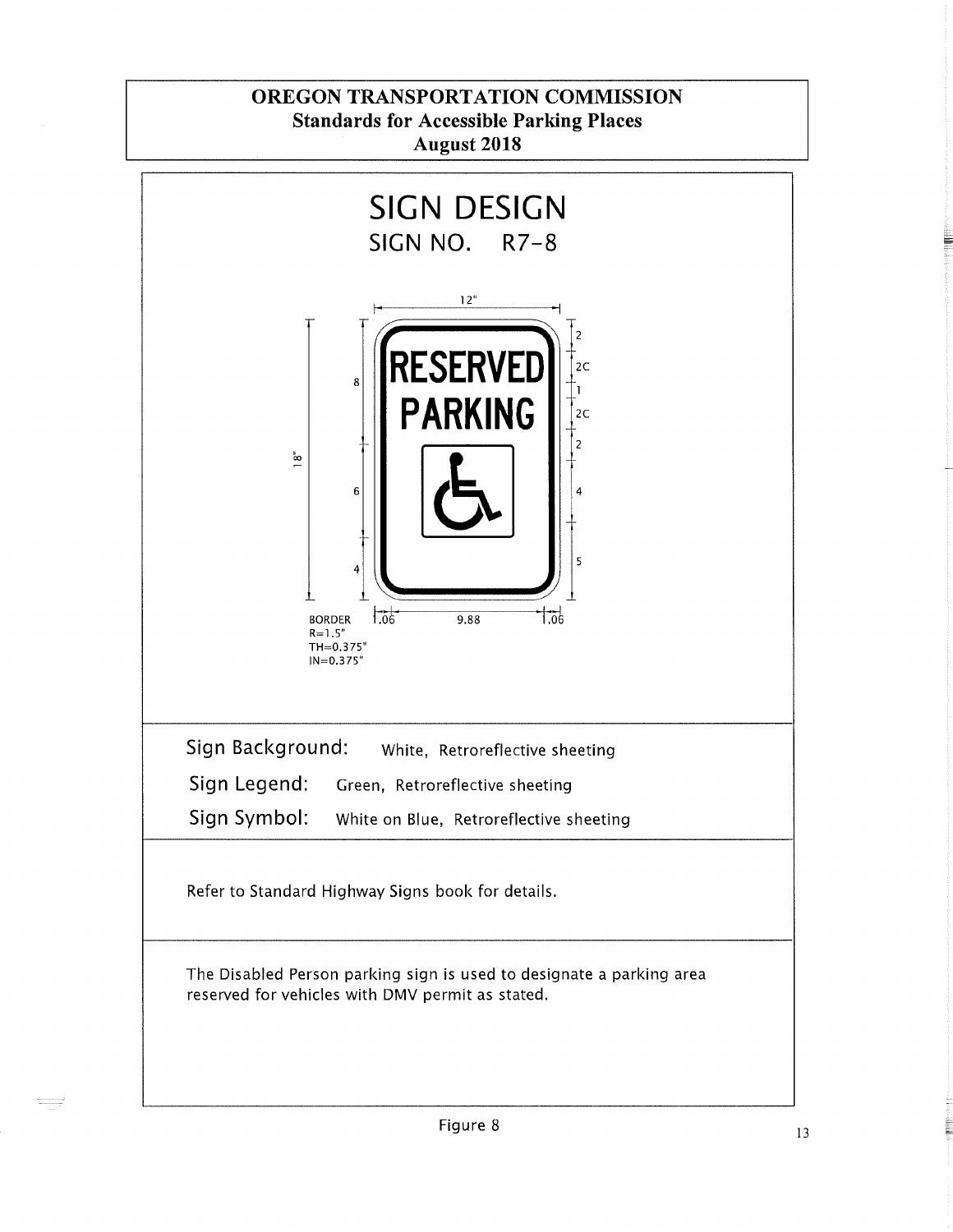**OREGON TRANSPORTATION COMMISSION**
**Standards for Accessible Parking Places**
**August 2018**

# SIGN DESIGN

## SIGN NO. R7-8

12"

18"

8

6

4

2

2C

1

2C

2

4

5

RESERVED
PARKING

BORDER
R=1.5"
TH=0.375"
IN=0.375"

1.06 9.88 1.06

Sign Background: White, Retroreflective sheeting

Sign Legend: Green, Retroreflective sheeting

Sign Symbol: White on Blue, Retroreflective sheeting

Refer to Standard Highway Signs book for details.

The Disabled Person parking sign is used to designate a parking area reserved for vehicles with DMV permit as stated.

Figure 8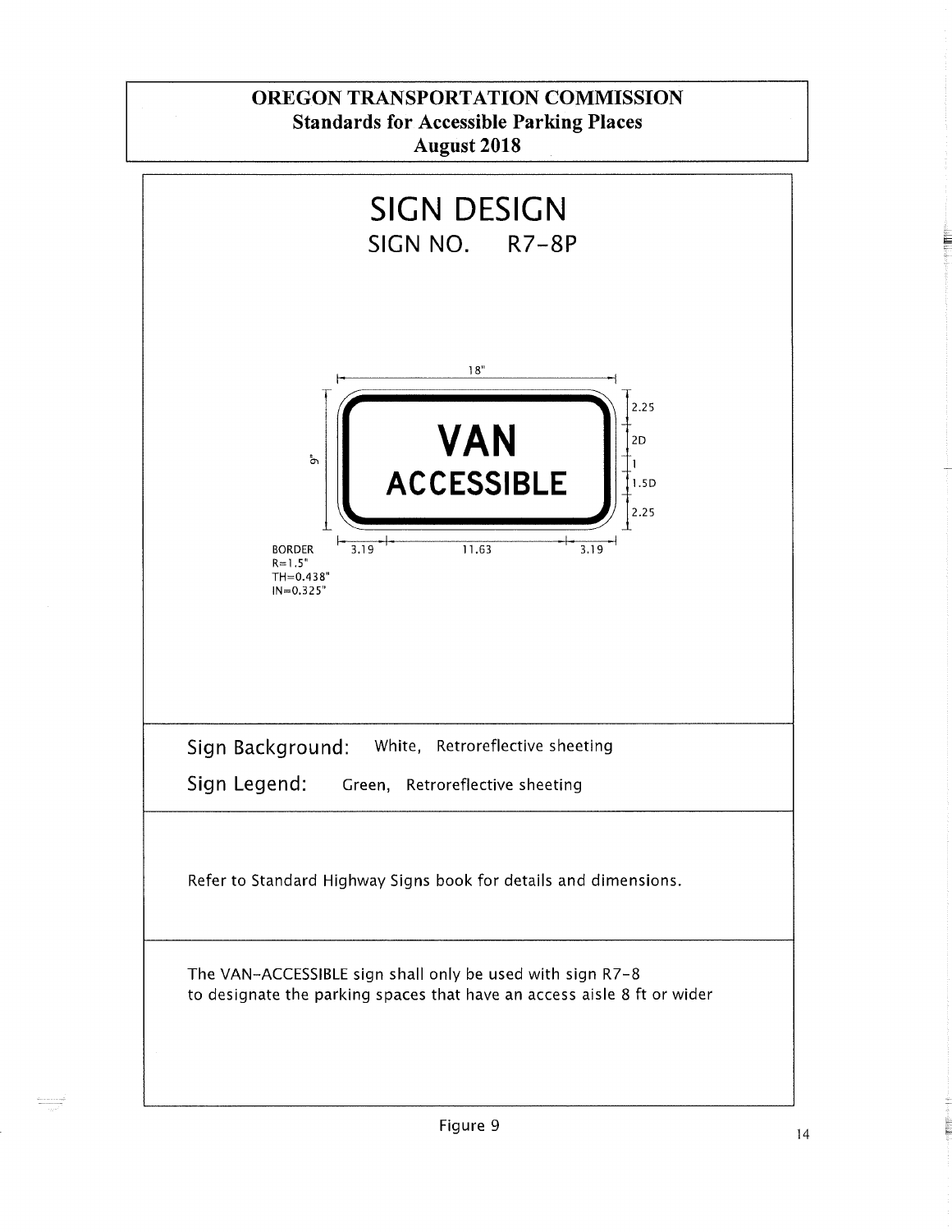**OREGON TRANSPORTATION COMMISSION**
**Standards for Accessible Parking Places**
**August 2018**

# SIGN DESIGN

## SIGN NO. R7-8P

18"

9"

VAN
ACCESSIBLE

2.25
2D
1
1.5D
2.25

3.19 11.63 3.19

BORDER
R=1.5"
TH=0.438"
IN=0.325"

Sign Background: White, Retroreflective sheeting

Sign Legend: Green, Retroreflective sheeting

Refer to Standard Highway Signs book for details and dimensions.

The VAN-ACCESSIBLE sign shall only be used with sign R7-8 to designate the parking spaces that have an access aisle 8 ft or wider

Figure 9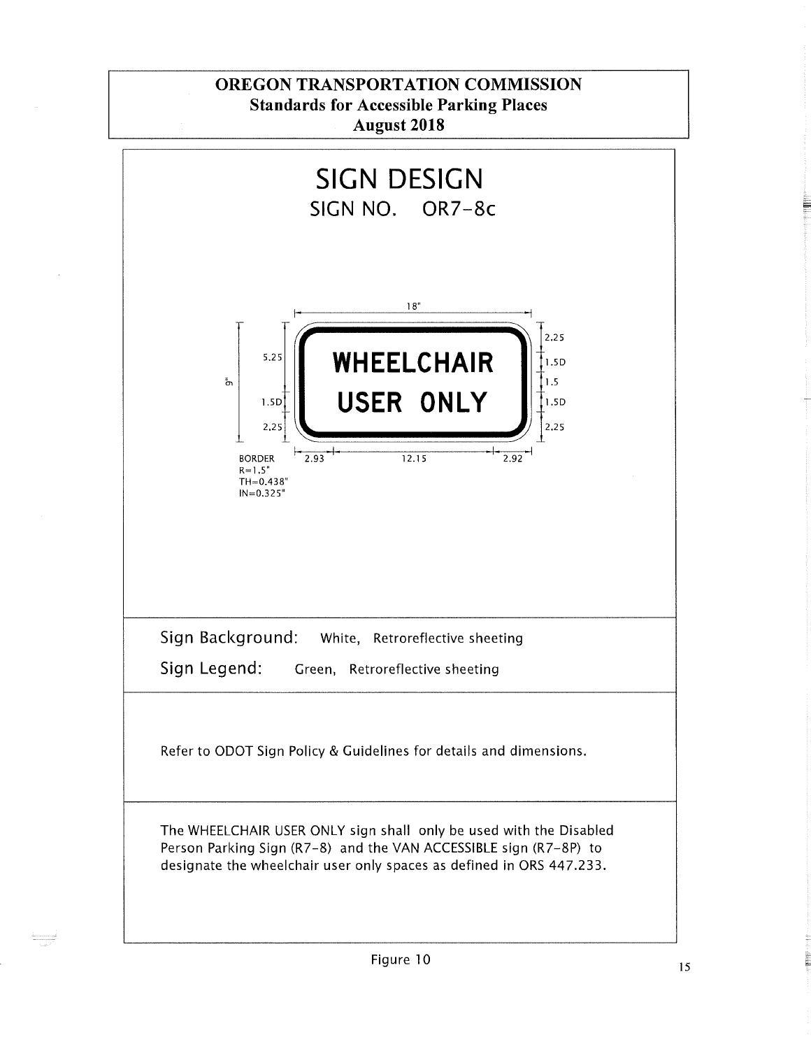**OREGON TRANSPORTATION COMMISSION**
**Standards for Accessible Parking Places**
**August 2018**

# SIGN DESIGN

## SIGN NO. OR7-8c

18"

WHEELCHAIR
USER ONLY

9"

5.25
1.5D
2.25

2.25
1.5D
1.5
1.5D
2.25

2.93 12.15 2.92

BORDER
R=1.5"
TH=0.438"
IN=0.325"

Sign Background: White, Retroreflective sheeting

Sign Legend: Green, Retroreflective sheeting

Refer to ODOT Sign Policy & Guidelines for details and dimensions.

The WHEELCHAIR USER ONLY sign shall only be used with the Disabled Person Parking Sign (R7-8) and the VAN ACCESSIBLE sign (R7-8P) to designate the wheelchair user only spaces as defined in ORS 447.233.

Figure 10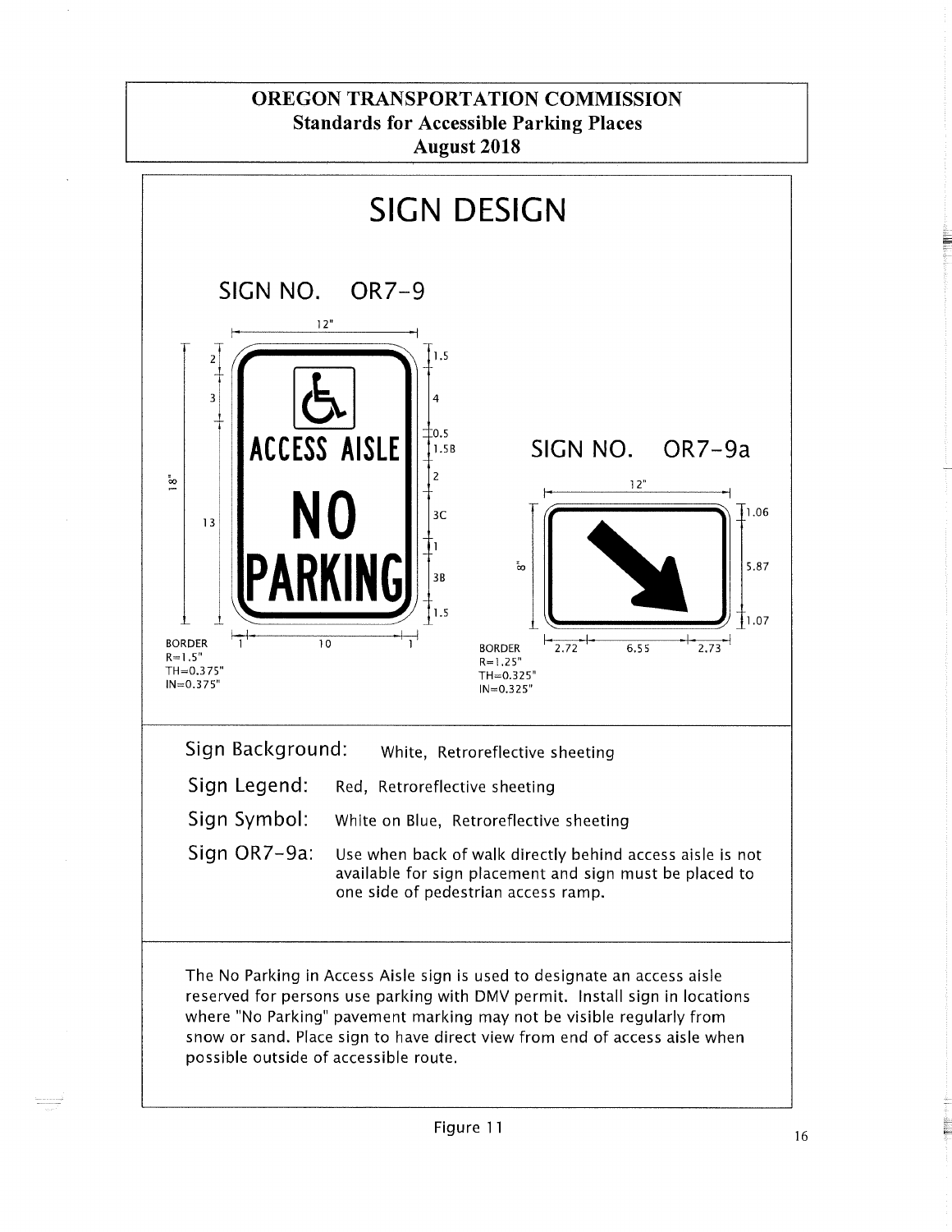**OREGON TRANSPORTATION COMMISSION**
**Standards for Accessible Parking Places**
**August 2018**

# SIGN DESIGN

## SIGN NO. OR7-9

ACCESS AISLE

NO PARKING

12"

18"

2, 3, 13

1.5, 4, 0.5, 1.5B, 2, 3C, 1, 3B, 1.5

1, 10, 1

BORDER
R=1.5"
TH=0.375"
IN=0.375"

## SIGN NO. OR7-9a

12"

8"

1.06, 5.87, 1.07

2.72, 6.55, 2.73

BORDER
R=1.25"
TH=0.325"
IN=0.325"

**Sign Background:** White, Retroreflective sheeting

**Sign Legend:** Red, Retroreflective sheeting

**Sign Symbol:** White on Blue, Retroreflective sheeting

**Sign OR7-9a:** Use when back of walk directly behind access aisle is not available for sign placement and sign must be placed to one side of pedestrian access ramp.

The No Parking in Access Aisle sign is used to designate an access aisle reserved for persons use parking with DMV permit. Install sign in locations where "No Parking" pavement marking may not be visible regularly from snow or sand. Place sign to have direct view from end of access aisle when possible outside of accessible route.

Figure 11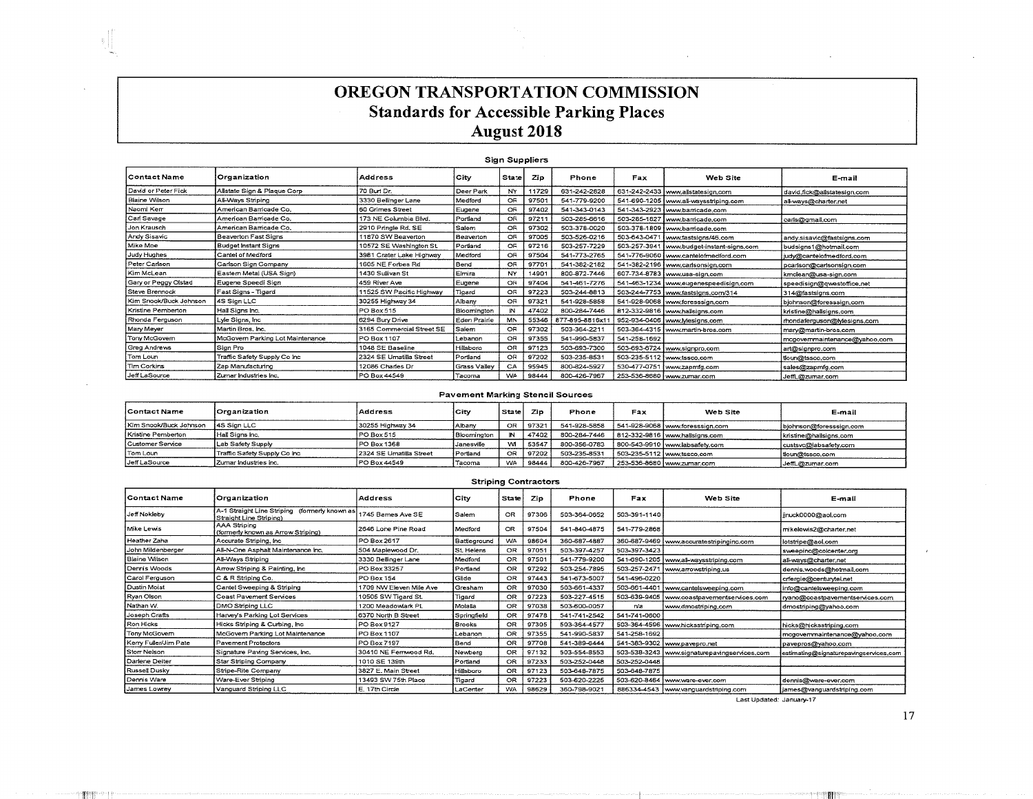# OREGON TRANSPORTATION COMMISSION
## Standards for Accessible Parking Places
## August 2018

### Sign Suppliers

| Contact Name | Organization | Address | City | State | Zip | Phone | Fax | Web Site | E-mail |
|---|---|---|---|---|---|---|---|---|---|
| David or Peter Fick | Allstate Sign & Plaque Corp | 70 Burt Dr. | Deer Park | NY | 11729 | 631-242-2828 | 631-242-2433 | www.allstatesign.com | david.fick@allstatesign.com |
| Blaine Wilson | All-Ways Striping | 3330 Bellinger Lane | Medford | OR | 97501 | 541-779-9200 | 541-690-1205 | www.all-waysstriping.com | all-ways@charter.net |
| Naomi Kerr | American Barricade Co. | 60 Grimes Street | Eugene | OR | 97402 | 541-343-0143 | 541-343-2923 | www.barricade.com | |
| Carl Savage | American Barricade Co. | 173 NE Columbia Blvd. | Portland | OR | 97211 | 503-285-6616 | 503-285-1627 | www.barricade.com | carls@gmail.com |
| Jon Krausch | American Barricade Co. | 2910 Pringle Rd. SE | Salem | OR | 97302 | 503-378-0020 | 503-378-1809 | www.barricade.com | |
| Andy Sisavic | Beaverton Fast Signs | 11870 SW Beaverton | Beaverton | OR | 97005 | 503-526-0216 | 503-643-0471 | www.fastsigns/46.com | andy.sisavic@fastsigns.com |
| Mike Moe | Budget Instant Signs | 10572 SE Washington St. | Portland | OR | 97216 | 503-257-7229 | 503-257-3941 | www.budget-instant-signs.com | budsigns1@hotmail.com |
| Judy Hughes | Cantel of Medford | 3981 Crater Lake Highway | Medford | OR | 97504 | 541-773-2765 | 541-776-9060 | www.cantelofmedford.com | judy@cantelofmedford.com |
| Peter Carlson | Carlson Sign Company | 1605 NE Forbes Rd | Bend | OR | 97701 | 541-382-2182 | 541-382-2196 | www.carlsonsign.com | pcarlson@carlsonsign.com |
| Kim McLean | Eastern Metal (USA Sign) | 1430 Sullivan St | Elmira | NY | 14901 | 800-872-7446 | 607-734-8783 | www.usa-sign.com | kmclean@usa-sign.com |
| Gary or Peggy Olstad | Eugene Speedi Sign | 459 River Ave | Eugene | OR | 97404 | 541-461-7276 | 541-463-1234 | www.eugenespeedisign.com | speedisign@qwestoffice.net |
| Steve Brennock | Fast Signs - Tigard | 11525 SW Pacific Highway | Tigard | OR | 97223 | 503-244-8813 | 503-244-7753 | www.fastsigns.com/314 | 314@fastsigns.com |
| Kim Snook/Buck Johnson | 4S Sign LLC | 30255 Highway 34 | Albany | OR | 97321 | 541-928-5858 | 541-928-9068 | www.foresssign.com | bjohnson@foresssign.com |
| Kristine Pemberton | Hall Signs Inc. | PO Box 515 | Bloomington | IN | 47402 | 800-284-7446 | 812-332-9816 | www.hallsigns.com | kristine@hallsigns.com |
| Rhonda Ferguson | Lyle Signs, Inc | 6294 Bury Drive | Eden Prairie | MN | 55346 | 877-895-8816x11 | 952-934-0406 | www.lylesigns.com | rhondaferguson@lylesigns.com |
| Mary Meyer | Martin Bros. Inc. | 3165 Commercial Street SE | Salem | OR | 97302 | 503-364-2211 | 503-364-4315 | www.martin-bros.com | mary@martin-bros.com |
| Tony McGovern | McGovern Parking Lot Maintenance | PO Box 1107 | Lebanon | OR | 97355 | 541-990-5837 | 541-258-1692 | | mcgovernmaintenance@yahoo.com |
| Greg Andrews | Sign Pro | 1048 SE Baseline | Hillsboro | OR | 97123 | 503-693-7300 | 503-693-6724 | www.signpro.com | art@signpro.com |
| Tom Loun | Traffic Safety Supply Co Inc | 2324 SE Umatilla Street | Portland | OR | 97202 | 503-235-8531 | 503-235-5112 | www.tssco.com | tloun@tssco.com |
| Tim Corkins | Zap Manufacturing | 12086 Charles Dr | Grass Valley | CA | 95945 | 800-824-5927 | 530-477-0751 | www.zapmfg.com | sales@zapmfg.com |
| Jeff LaSource | Zumar Industries Inc. | PO Box 44549 | Tacoma | WA | 98444 | 800-426-7967 | 253-536-8680 | www.zumar.com | JeffL@zumar.com |

### Pavement Marking Stencil Sources

| Contact Name | Organization | Address | City | State | Zip | Phone | Fax | Web Site | E-mail |
|---|---|---|---|---|---|---|---|---|---|
| Kim Snook/Buck Johnson | 4S Sign LLC | 30255 Highway 34 | Albany | OR | 97321 | 541-928-5858 | 541-928-9068 | www.foresssign.com | bjohnson@foresssign.com |
| Kristine Pemberton | Hall Signs Inc. | PO Box 515 | Bloomington | IN | 47402 | 800-284-7446 | 812-332-9816 | www.hallsigns.com | kristine@hallsigns.com |
| Customer Service | Lab Safety Supply | PO Box 1368 | Janesville | WI | 53547 | 800-356-0783 | 800-543-9910 | www.labsafety.com | custsvc@labsafety.com |
| Tom Loun | Traffic Safety Supply Co Inc | 2324 SE Umatilla Street | Portland | OR | 97202 | 503-235-8531 | 503-235-5112 | www.tssco.com | tloun@tssco.com |
| Jeff LaSource | Zumar Industries Inc. | PO Box 44549 | Tacoma | WA | 98444 | 800-426-7967 | 253-536-8680 | www.zumar.com | JeffL@zumar.com |

### Striping Contractors

| Contact Name | Organization | Address | City | State | Zip | Phone | Fax | Web Site | E-mail |
|---|---|---|---|---|---|---|---|---|---|
| Jeff Nokleby | A-1 Straight Line Striping (formerly known as Straight Line Striping) | 1745 Bernes Ave SE | Salem | OR | 97306 | 503-364-0652 | 503-391-1140 | | jjnuck0000@aol.com |
| Mike Lewis | AAA Striping (formerly known as Arrow Striping) | 2646 Lone Pine Road | Medford | OR | 97504 | 541-840-4875 | 541-779-2868 | | mikelewis2@charter.net |
| Heather Zaha | Accurate Striping, Inc | PO Box 2617 | Battleground | WA | 98604 | 360-687-4887 | 360-687-9469 | www.accuratestripinginc.com | lotstripe@aol.com |
| John Mildenberger | All-N-One Asphalt Maintenance Inc. | 504 Maplewood Dr. | St. Helens | OR | 97051 | 503-397-4257 | 503-397-3423 | | sweepinc@colcenter.org |
| Blaine Wilson | All-Ways Striping | 3330 Bellinger Lane | Medford | OR | 97501 | 541-779-9200 | 541-690-1205 | www.all-waysstriping.com | all-ways@charter.net |
| Dennis Woods | Arrow Striping & Painting, Inc | PO Box 33257 | Portland | OR | 97292 | 503-254-7895 | 503-257-2471 | www.arrowstriping.us | dennis.woods@hotmail.com |
| Carol Ferguson | C & R Striping Co. | PO Box 154 | Glide | OR | 97443 | 541-673-5007 | 541-496-0220 | | crfergie@centurytel.net |
| Dustin Moist | Cantel Sweeping & Striping | 1709 NW Eleven Mile Ave | Gresham | OR | 97030 | 503-661-4337 | 503-661-4401 | www.cantelsweeping.com | info@cantelsweeping.com |
| Ryan Olson | Coast Pavement Services | 10505 SW Tigard St. | Tigard | OR | 97223 | 503-227-4515 | 503-639-9405 | www.coastpavementservices.com | ryano@coastpavementservices.com |
| Nathan W. | DMO Striping LLC | 1200 Meadowlark PL | Molalla | OR | 97038 | 503-600-0057 | n/a | www.dmostriping.com | dmostriping@yahoo.com |
| Joseph Crafts | Harvey's Parking Lot Services | 6370 North B Street | Springfield | OR | 97478 | 541-741-2542 | 541-741-0600 | | |
| Ron Hicks | Hicks Striping & Curbing, Inc | PO Box 9127 | Brooks | OR | 97305 | 503-364-4577 | 503-364-4596 | www.hicksstriping.com | hicks@hicksstriping.com |
| Tony McGovern | McGovern Parking Lot Maintenance | PO Box 1107 | Lebanon | OR | 97355 | 541-990-5837 | 541-258-1692 | | mcgovernmaintenance@yahoo.com |
| Kerry Fuller/Jim Pate | Pavement Protectors | PO Box 7197 | Bend | OR | 97708 | 541-389-6444 | 541-383-9302 | www.pavepro.net | pavepros@yahoo.com |
| Storr Nelson | Signature Paving Services, Inc. | 30410 NE Fernwood Rd. | Newberg | OR | 97132 | 503-554-8553 | 503-538-3243 | www.signaturepavingservices.com | estimating@signaturepavingservices.com |
| Darlene Deiter | Star Striping Company | 1010 SE 139th | Portland | OR | 97233 | 503-252-0448 | 503-252-0448 | | |
| Russell Dusky | Stripe-Rite Company | 3827 E. Main Street | Hillsboro | OR | 97123 | 503-648-7875 | 503-648-7875 | | |
| Dennis Ware | Ware-Ever Striping | 13493 SW 75th Place | Tigard | OR | 97223 | 503-620-2225 | 503-620-8464 | www.ware-ever.com | dennis@ware-ever.com |
| James Lowrey | Vanguard Striping LLC | E. 17th Circle | LaCenter | WA | 98629 | 360-798-9021 | 886334-4543 | www.vanguardstriping.com | james@vanguardstriping.com |

Last Updated: January-17